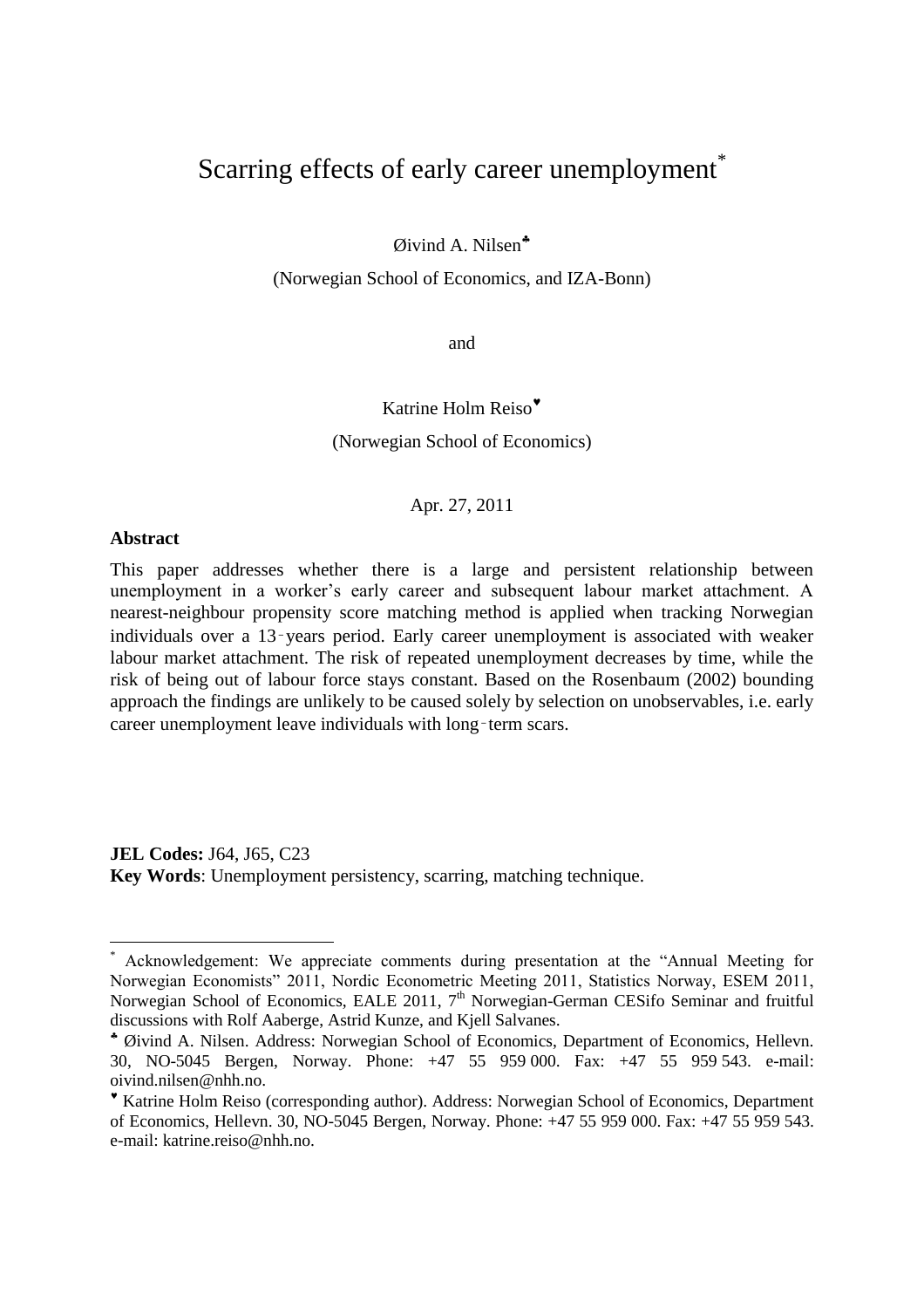# Scarring effects of early career unemployment[*]

Øivind A. Nilsen[♣]

(Norwegian School of Economics, and IZA-Bonn)

and

Katrine Holm Reiso[♥]

(Norwegian School of Economics)

Apr. 27, 2011

**Abstract**

This paper addresses whether there is a large and persistent relationship between unemployment in a worker's early career and subsequent labour market attachment. A nearest-neighbour propensity score matching method is applied when tracking Norwegian individuals over a 13‑years period. Early career unemployment is associated with weaker labour market attachment. The risk of repeated unemployment decreases by time, while the risk of being out of labour force stays constant. Based on the Rosenbaum (2002) bounding approach the findings are unlikely to be caused solely by selection on unobservables, i.e. early career unemployment leave individuals with long‑term scars.

**JEL Codes:** J64, J65, C23

**Key Words**: Unemployment persistency, scarring, matching technique.

---

[*] Acknowledgement: We appreciate comments during presentation at the "Annual Meeting for Norwegian Economists" 2011, Nordic Econometric Meeting 2011, Statistics Norway, ESEM 2011, Norwegian School of Economics, EALE 2011, 7th Norwegian-German CESifo Seminar and fruitful discussions with Rolf Aaberge, Astrid Kunze, and Kjell Salvanes.

[♣] Øivind A. Nilsen. Address: Norwegian School of Economics, Department of Economics, Hellevn. 30, NO-5045 Bergen, Norway. Phone: +47 55 959 000. Fax: +47 55 959 543. e-mail: oivind.nilsen@nhh.no.

[♥] Katrine Holm Reiso (corresponding author). Address: Norwegian School of Economics, Department of Economics, Hellevn. 30, NO-5045 Bergen, Norway. Phone: +47 55 959 000. Fax: +47 55 959 543. e-mail: katrine.reiso@nhh.no.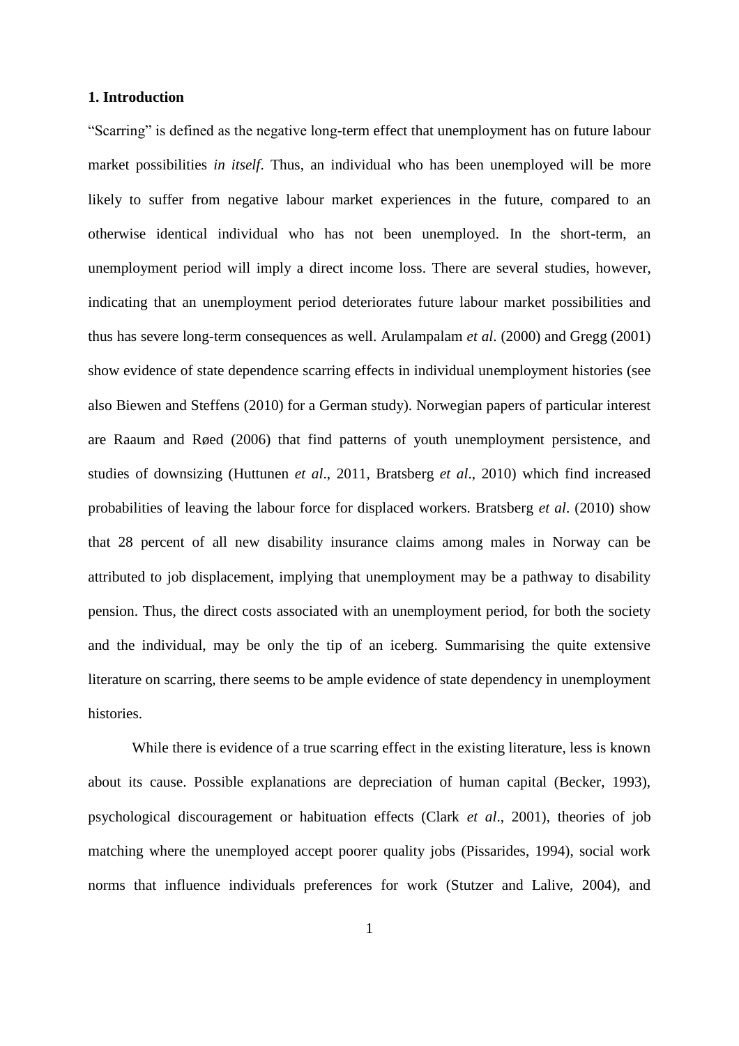## 1. Introduction

"Scarring" is defined as the negative long-term effect that unemployment has on future labour market possibilities *in itself*. Thus, an individual who has been unemployed will be more likely to suffer from negative labour market experiences in the future, compared to an otherwise identical individual who has not been unemployed. In the short-term, an unemployment period will imply a direct income loss. There are several studies, however, indicating that an unemployment period deteriorates future labour market possibilities and thus has severe long-term consequences as well. Arulampalam *et al*. (2000) and Gregg (2001) show evidence of state dependence scarring effects in individual unemployment histories (see also Biewen and Steffens (2010) for a German study). Norwegian papers of particular interest are Raaum and Røed (2006) that find patterns of youth unemployment persistence, and studies of downsizing (Huttunen *et al*., 2011, Bratsberg *et al*., 2010) which find increased probabilities of leaving the labour force for displaced workers. Bratsberg *et al*. (2010) show that 28 percent of all new disability insurance claims among males in Norway can be attributed to job displacement, implying that unemployment may be a pathway to disability pension. Thus, the direct costs associated with an unemployment period, for both the society and the individual, may be only the tip of an iceberg. Summarising the quite extensive literature on scarring, there seems to be ample evidence of state dependency in unemployment histories.

While there is evidence of a true scarring effect in the existing literature, less is known about its cause. Possible explanations are depreciation of human capital (Becker, 1993), psychological discouragement or habituation effects (Clark *et al*., 2001), theories of job matching where the unemployed accept poorer quality jobs (Pissarides, 1994), social work norms that influence individuals preferences for work (Stutzer and Lalive, 2004), and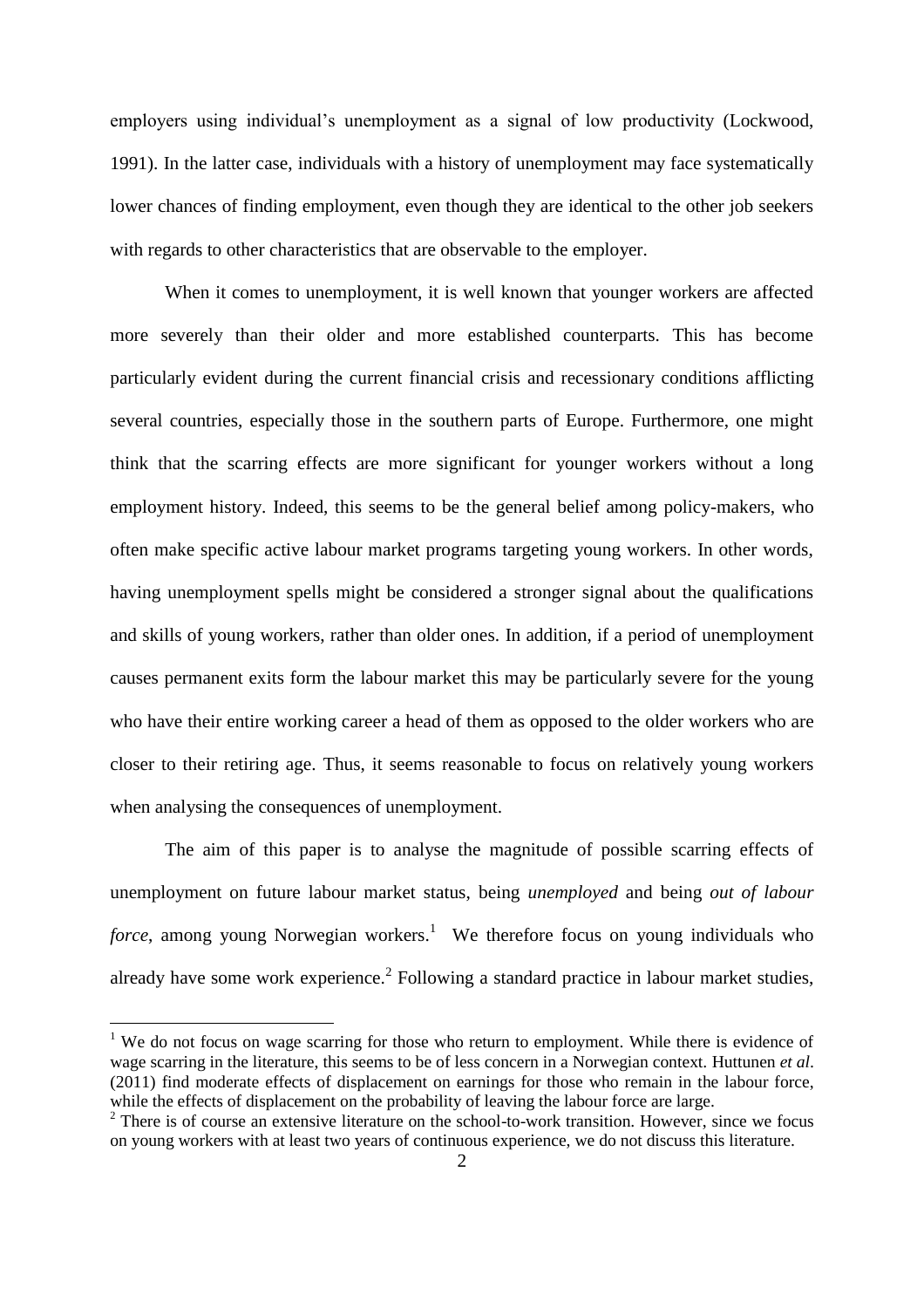employers using individual's unemployment as a signal of low productivity (Lockwood, 1991). In the latter case, individuals with a history of unemployment may face systematically lower chances of finding employment, even though they are identical to the other job seekers with regards to other characteristics that are observable to the employer.

When it comes to unemployment, it is well known that younger workers are affected more severely than their older and more established counterparts. This has become particularly evident during the current financial crisis and recessionary conditions afflicting several countries, especially those in the southern parts of Europe. Furthermore, one might think that the scarring effects are more significant for younger workers without a long employment history. Indeed, this seems to be the general belief among policy-makers, who often make specific active labour market programs targeting young workers. In other words, having unemployment spells might be considered a stronger signal about the qualifications and skills of young workers, rather than older ones. In addition, if a period of unemployment causes permanent exits form the labour market this may be particularly severe for the young who have their entire working career a head of them as opposed to the older workers who are closer to their retiring age. Thus, it seems reasonable to focus on relatively young workers when analysing the consequences of unemployment.

The aim of this paper is to analyse the magnitude of possible scarring effects of unemployment on future labour market status, being *unemployed* and being *out of labour force*, among young Norwegian workers.[1] We therefore focus on young individuals who already have some work experience.[2] Following a standard practice in labour market studies,

---

[1] We do not focus on wage scarring for those who return to employment. While there is evidence of wage scarring in the literature, this seems to be of less concern in a Norwegian context. Huttunen *et al*. (2011) find moderate effects of displacement on earnings for those who remain in the labour force, while the effects of displacement on the probability of leaving the labour force are large.

[2] There is of course an extensive literature on the school-to-work transition. However, since we focus on young workers with at least two years of continuous experience, we do not discuss this literature.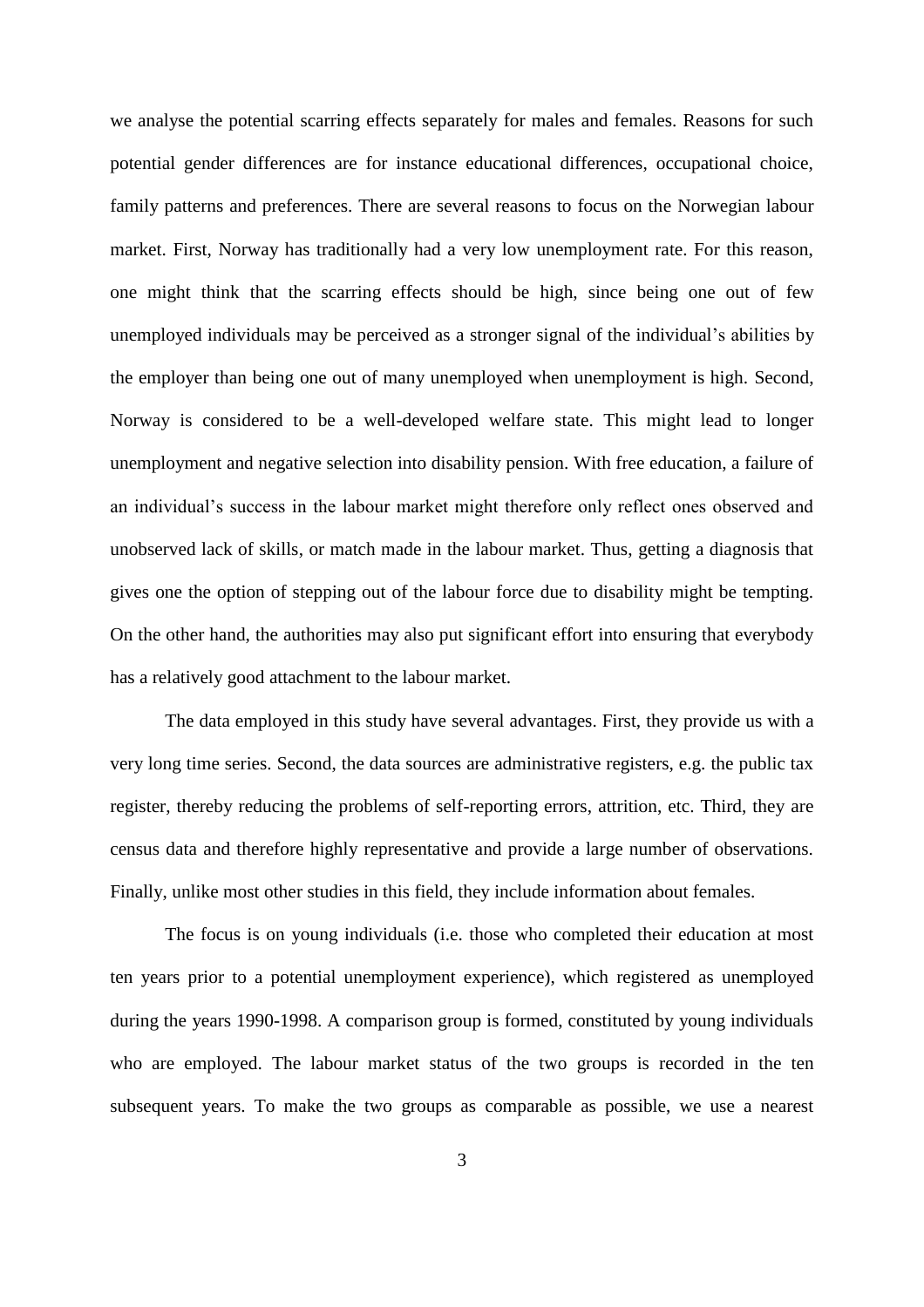we analyse the potential scarring effects separately for males and females. Reasons for such potential gender differences are for instance educational differences, occupational choice, family patterns and preferences. There are several reasons to focus on the Norwegian labour market. First, Norway has traditionally had a very low unemployment rate. For this reason, one might think that the scarring effects should be high, since being one out of few unemployed individuals may be perceived as a stronger signal of the individual's abilities by the employer than being one out of many unemployed when unemployment is high. Second, Norway is considered to be a well-developed welfare state. This might lead to longer unemployment and negative selection into disability pension. With free education, a failure of an individual's success in the labour market might therefore only reflect ones observed and unobserved lack of skills, or match made in the labour market. Thus, getting a diagnosis that gives one the option of stepping out of the labour force due to disability might be tempting. On the other hand, the authorities may also put significant effort into ensuring that everybody has a relatively good attachment to the labour market.

The data employed in this study have several advantages. First, they provide us with a very long time series. Second, the data sources are administrative registers, e.g. the public tax register, thereby reducing the problems of self-reporting errors, attrition, etc. Third, they are census data and therefore highly representative and provide a large number of observations. Finally, unlike most other studies in this field, they include information about females.

The focus is on young individuals (i.e. those who completed their education at most ten years prior to a potential unemployment experience), which registered as unemployed during the years 1990-1998. A comparison group is formed, constituted by young individuals who are employed. The labour market status of the two groups is recorded in the ten subsequent years. To make the two groups as comparable as possible, we use a nearest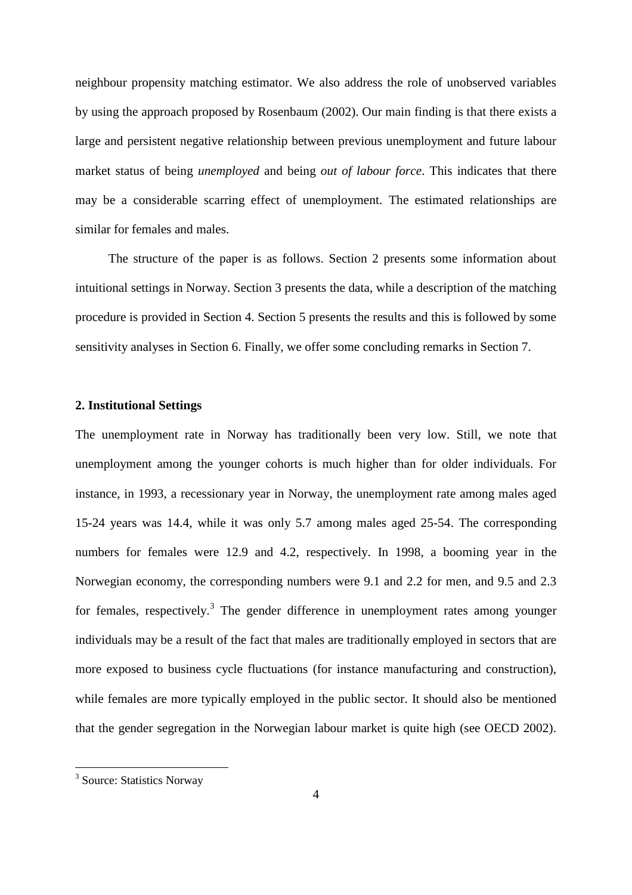neighbour propensity matching estimator. We also address the role of unobserved variables by using the approach proposed by Rosenbaum (2002). Our main finding is that there exists a large and persistent negative relationship between previous unemployment and future labour market status of being *unemployed* and being *out of labour force*. This indicates that there may be a considerable scarring effect of unemployment. The estimated relationships are similar for females and males.

The structure of the paper is as follows. Section 2 presents some information about intuitional settings in Norway. Section 3 presents the data, while a description of the matching procedure is provided in Section 4. Section 5 presents the results and this is followed by some sensitivity analyses in Section 6. Finally, we offer some concluding remarks in Section 7.

## 2. Institutional Settings

The unemployment rate in Norway has traditionally been very low. Still, we note that unemployment among the younger cohorts is much higher than for older individuals. For instance, in 1993, a recessionary year in Norway, the unemployment rate among males aged 15-24 years was 14.4, while it was only 5.7 among males aged 25-54. The corresponding numbers for females were 12.9 and 4.2, respectively. In 1998, a booming year in the Norwegian economy, the corresponding numbers were 9.1 and 2.2 for men, and 9.5 and 2.3 for females, respectively.[3] The gender difference in unemployment rates among younger individuals may be a result of the fact that males are traditionally employed in sectors that are more exposed to business cycle fluctuations (for instance manufacturing and construction), while females are more typically employed in the public sector. It should also be mentioned that the gender segregation in the Norwegian labour market is quite high (see OECD 2002).

[3] Source: Statistics Norway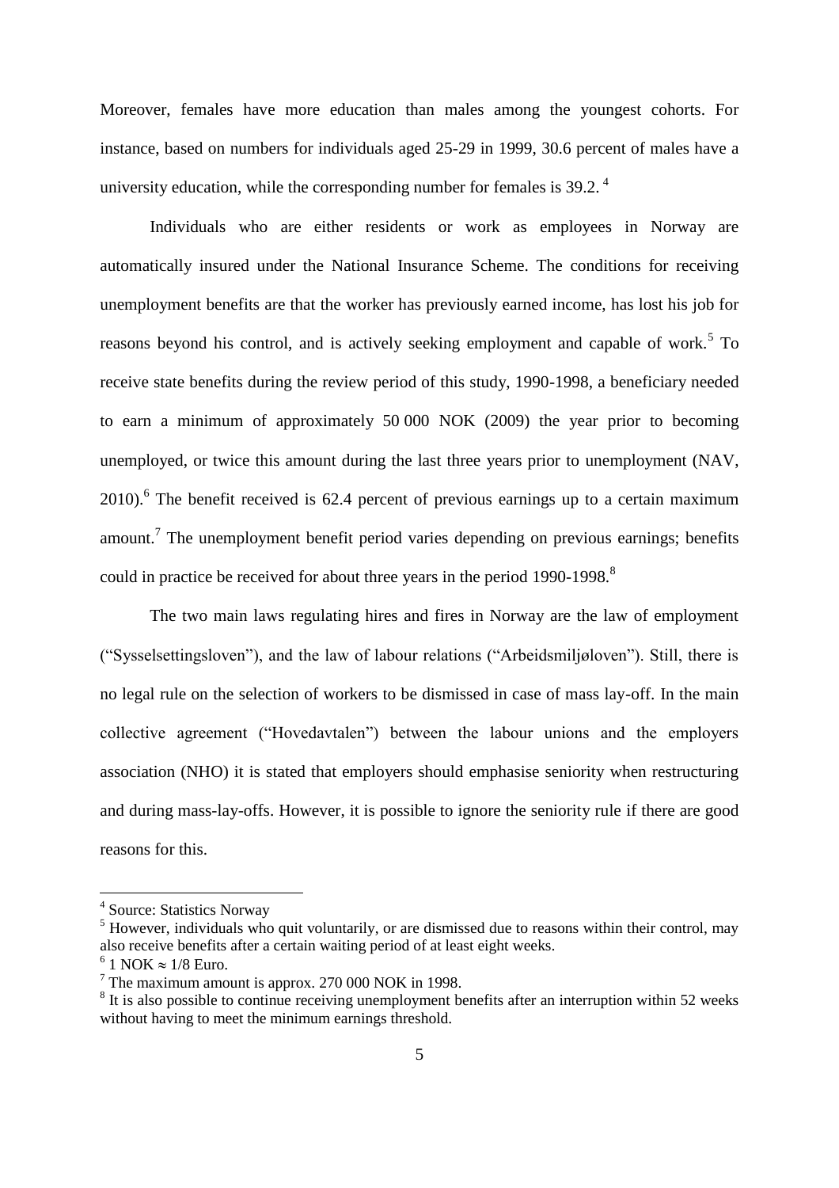Moreover, females have more education than males among the youngest cohorts. For instance, based on numbers for individuals aged 25-29 in 1999, 30.6 percent of males have a university education, while the corresponding number for females is 39.2. [4]

Individuals who are either residents or work as employees in Norway are automatically insured under the National Insurance Scheme. The conditions for receiving unemployment benefits are that the worker has previously earned income, has lost his job for reasons beyond his control, and is actively seeking employment and capable of work.[5] To receive state benefits during the review period of this study, 1990-1998, a beneficiary needed to earn a minimum of approximately 50 000 NOK (2009) the year prior to becoming unemployed, or twice this amount during the last three years prior to unemployment (NAV, 2010).[6] The benefit received is 62.4 percent of previous earnings up to a certain maximum amount.[7] The unemployment benefit period varies depending on previous earnings; benefits could in practice be received for about three years in the period 1990-1998.[8]

The two main laws regulating hires and fires in Norway are the law of employment ("Sysselsettingsloven"), and the law of labour relations ("Arbeidsmiljøloven"). Still, there is no legal rule on the selection of workers to be dismissed in case of mass lay-off. In the main collective agreement ("Hovedavtalen") between the labour unions and the employers association (NHO) it is stated that employers should emphasise seniority when restructuring and during mass-lay-offs. However, it is possible to ignore the seniority rule if there are good reasons for this.

---

[4] Source: Statistics Norway

[5] However, individuals who quit voluntarily, or are dismissed due to reasons within their control, may also receive benefits after a certain waiting period of at least eight weeks.

[6] 1 NOK ≈ 1/8 Euro.

[7] The maximum amount is approx. 270 000 NOK in 1998.

[8] It is also possible to continue receiving unemployment benefits after an interruption within 52 weeks without having to meet the minimum earnings threshold.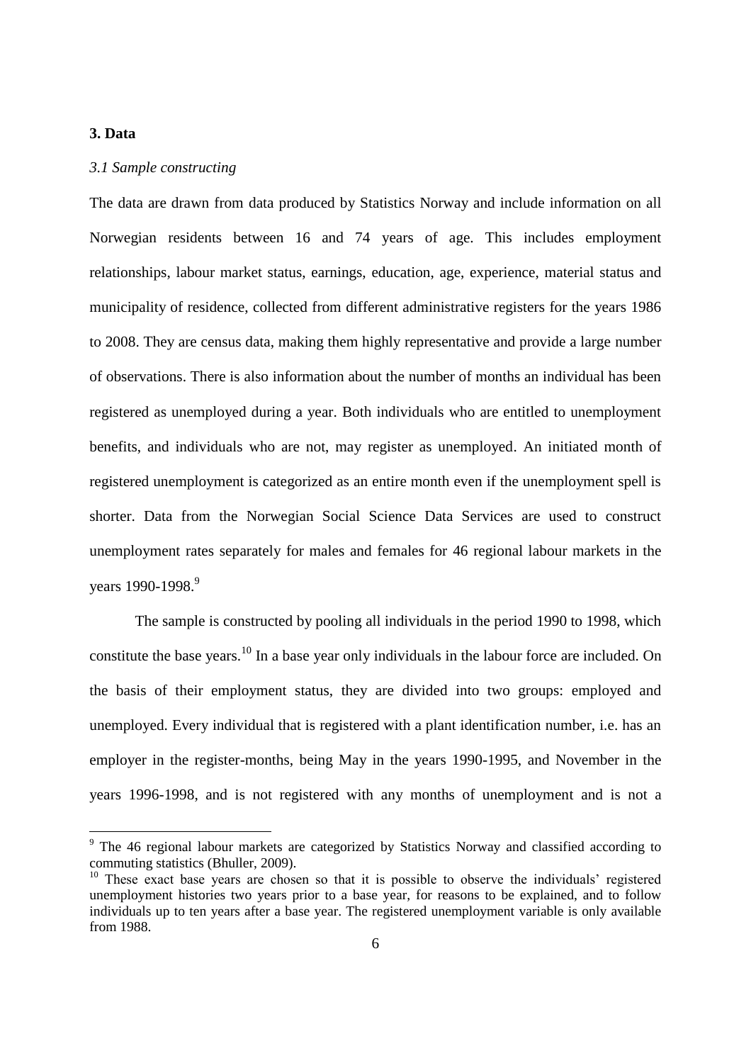## 3. Data

### *3.1 Sample constructing*

The data are drawn from data produced by Statistics Norway and include information on all Norwegian residents between 16 and 74 years of age. This includes employment relationships, labour market status, earnings, education, age, experience, material status and municipality of residence, collected from different administrative registers for the years 1986 to 2008. They are census data, making them highly representative and provide a large number of observations. There is also information about the number of months an individual has been registered as unemployed during a year. Both individuals who are entitled to unemployment benefits, and individuals who are not, may register as unemployed. An initiated month of registered unemployment is categorized as an entire month even if the unemployment spell is shorter. Data from the Norwegian Social Science Data Services are used to construct unemployment rates separately for males and females for 46 regional labour markets in the years 1990-1998.[9]

The sample is constructed by pooling all individuals in the period 1990 to 1998, which constitute the base years.[10] In a base year only individuals in the labour force are included. On the basis of their employment status, they are divided into two groups: employed and unemployed. Every individual that is registered with a plant identification number, i.e. has an employer in the register-months, being May in the years 1990-1995, and November in the years 1996-1998, and is not registered with any months of unemployment and is not a

[9] The 46 regional labour markets are categorized by Statistics Norway and classified according to commuting statistics (Bhuller, 2009).

[10] These exact base years are chosen so that it is possible to observe the individuals' registered unemployment histories two years prior to a base year, for reasons to be explained, and to follow individuals up to ten years after a base year. The registered unemployment variable is only available from 1988.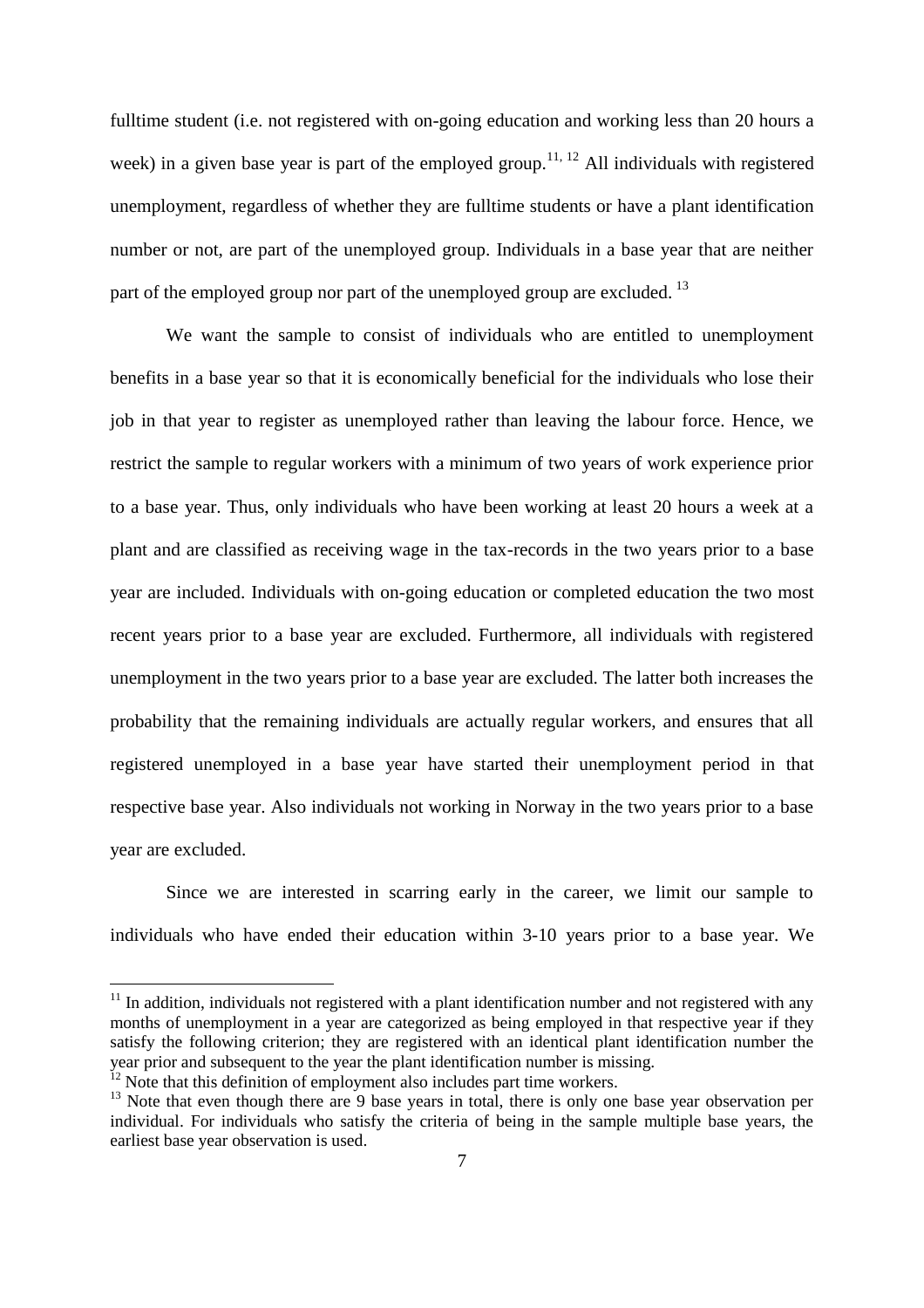fulltime student (i.e. not registered with on-going education and working less than 20 hours a week) in a given base year is part of the employed group.[11, 12] All individuals with registered unemployment, regardless of whether they are fulltime students or have a plant identification number or not, are part of the unemployed group. Individuals in a base year that are neither part of the employed group nor part of the unemployed group are excluded.[13]

We want the sample to consist of individuals who are entitled to unemployment benefits in a base year so that it is economically beneficial for the individuals who lose their job in that year to register as unemployed rather than leaving the labour force. Hence, we restrict the sample to regular workers with a minimum of two years of work experience prior to a base year. Thus, only individuals who have been working at least 20 hours a week at a plant and are classified as receiving wage in the tax-records in the two years prior to a base year are included. Individuals with on-going education or completed education the two most recent years prior to a base year are excluded. Furthermore, all individuals with registered unemployment in the two years prior to a base year are excluded. The latter both increases the probability that the remaining individuals are actually regular workers, and ensures that all registered unemployed in a base year have started their unemployment period in that respective base year. Also individuals not working in Norway in the two years prior to a base year are excluded.

Since we are interested in scarring early in the career, we limit our sample to individuals who have ended their education within 3-10 years prior to a base year. We

[11] In addition, individuals not registered with a plant identification number and not registered with any months of unemployment in a year are categorized as being employed in that respective year if they satisfy the following criterion; they are registered with an identical plant identification number the year prior and subsequent to the year the plant identification number is missing.

[12] Note that this definition of employment also includes part time workers.

[13] Note that even though there are 9 base years in total, there is only one base year observation per individual. For individuals who satisfy the criteria of being in the sample multiple base years, the earliest base year observation is used.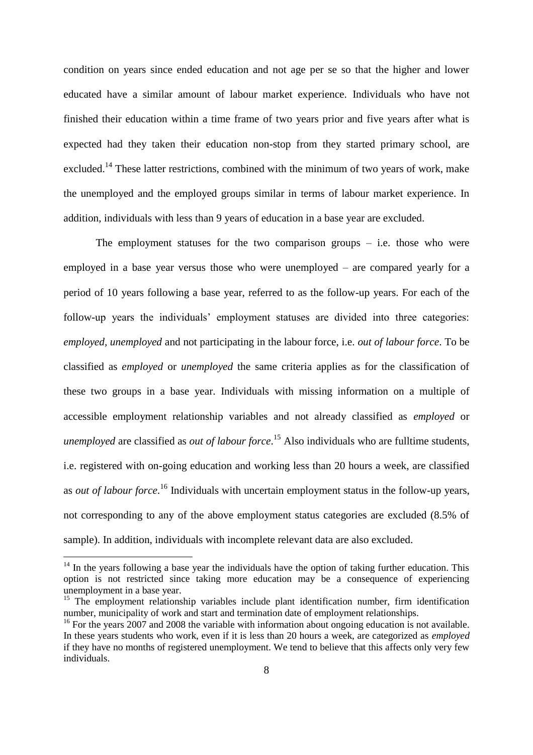condition on years since ended education and not age per se so that the higher and lower educated have a similar amount of labour market experience. Individuals who have not finished their education within a time frame of two years prior and five years after what is expected had they taken their education non-stop from they started primary school, are excluded.[14] These latter restrictions, combined with the minimum of two years of work, make the unemployed and the employed groups similar in terms of labour market experience. In addition, individuals with less than 9 years of education in a base year are excluded.

The employment statuses for the two comparison groups – i.e. those who were employed in a base year versus those who were unemployed – are compared yearly for a period of 10 years following a base year, referred to as the follow-up years. For each of the follow-up years the individuals' employment statuses are divided into three categories: *employed*, *unemployed* and not participating in the labour force, i.e. *out of labour force*. To be classified as *employed* or *unemployed* the same criteria applies as for the classification of these two groups in a base year. Individuals with missing information on a multiple of accessible employment relationship variables and not already classified as *employed* or *unemployed* are classified as *out of labour force*.[15] Also individuals who are fulltime students, i.e. registered with on-going education and working less than 20 hours a week, are classified as *out of labour force*.[16] Individuals with uncertain employment status in the follow-up years, not corresponding to any of the above employment status categories are excluded (8.5% of sample). In addition, individuals with incomplete relevant data are also excluded.

---

[14] In the years following a base year the individuals have the option of taking further education. This option is not restricted since taking more education may be a consequence of experiencing unemployment in a base year.

[15] The employment relationship variables include plant identification number, firm identification number, municipality of work and start and termination date of employment relationships.

[16] For the years 2007 and 2008 the variable with information about ongoing education is not available. In these years students who work, even if it is less than 20 hours a week, are categorized as *employed* if they have no months of registered unemployment. We tend to believe that this affects only very few individuals.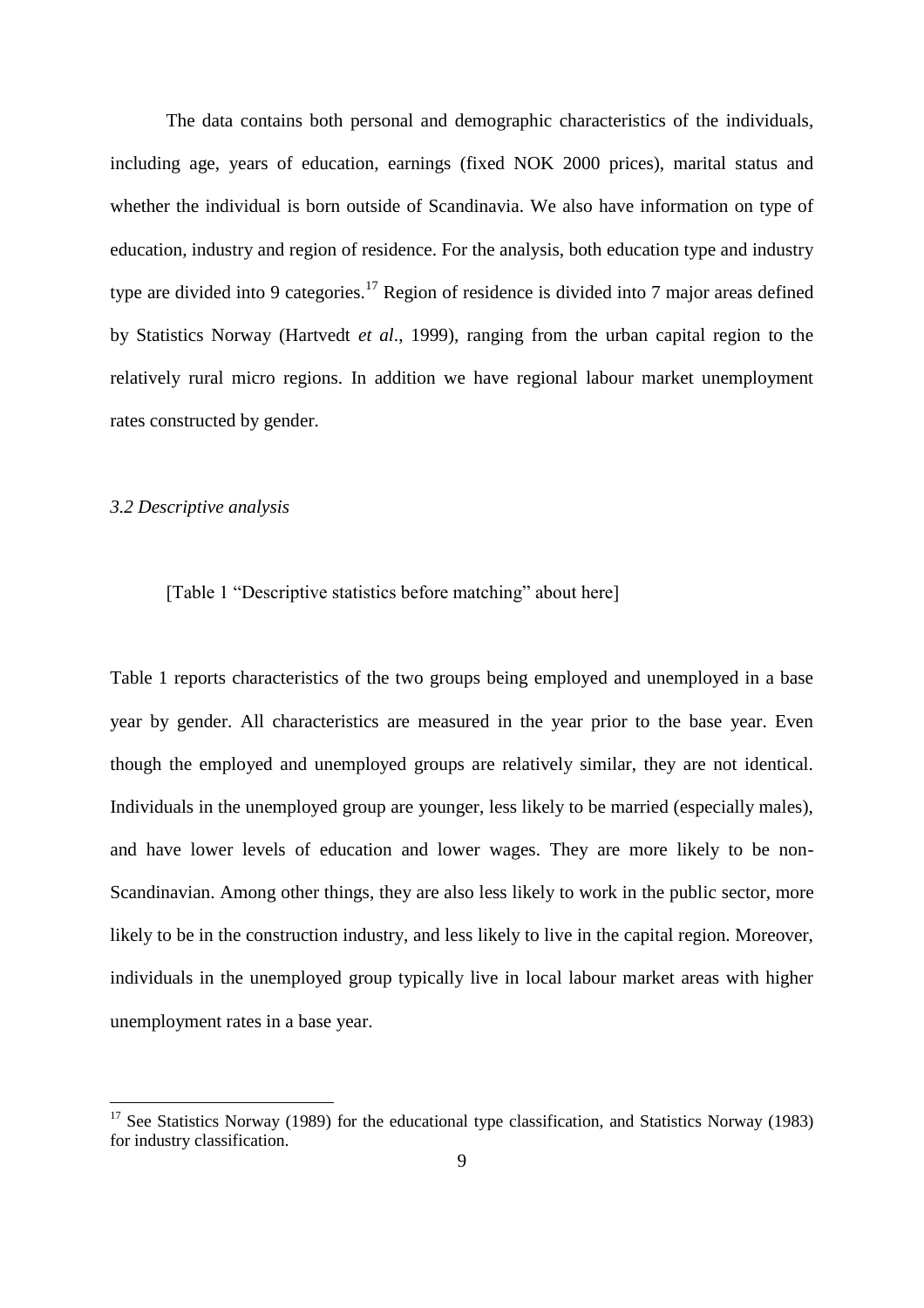The data contains both personal and demographic characteristics of the individuals, including age, years of education, earnings (fixed NOK 2000 prices), marital status and whether the individual is born outside of Scandinavia. We also have information on type of education, industry and region of residence. For the analysis, both education type and industry type are divided into 9 categories.[17] Region of residence is divided into 7 major areas defined by Statistics Norway (Hartvedt *et al*., 1999), ranging from the urban capital region to the relatively rural micro regions. In addition we have regional labour market unemployment rates constructed by gender.

### *3.2 Descriptive analysis*

[Table 1 "Descriptive statistics before matching" about here]

Table 1 reports characteristics of the two groups being employed and unemployed in a base year by gender. All characteristics are measured in the year prior to the base year. Even though the employed and unemployed groups are relatively similar, they are not identical. Individuals in the unemployed group are younger, less likely to be married (especially males), and have lower levels of education and lower wages. They are more likely to be non-Scandinavian. Among other things, they are also less likely to work in the public sector, more likely to be in the construction industry, and less likely to live in the capital region. Moreover, individuals in the unemployed group typically live in local labour market areas with higher unemployment rates in a base year.

[17] See Statistics Norway (1989) for the educational type classification, and Statistics Norway (1983) for industry classification.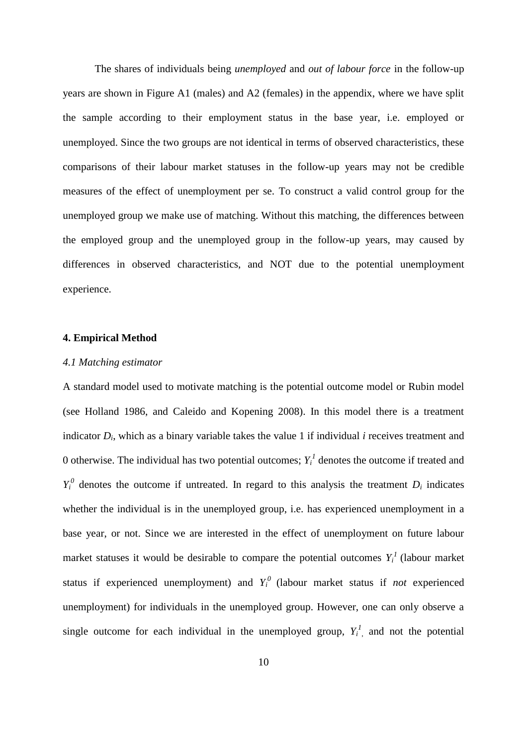The shares of individuals being *unemployed* and *out of labour force* in the follow-up years are shown in Figure A1 (males) and A2 (females) in the appendix, where we have split the sample according to their employment status in the base year, i.e. employed or unemployed. Since the two groups are not identical in terms of observed characteristics, these comparisons of their labour market statuses in the follow-up years may not be credible measures of the effect of unemployment per se. To construct a valid control group for the unemployed group we make use of matching. Without this matching, the differences between the employed group and the unemployed group in the follow-up years, may caused by differences in observed characteristics, and NOT due to the potential unemployment experience.

## 4. Empirical Method

### *4.1 Matching estimator*

A standard model used to motivate matching is the potential outcome model or Rubin model (see Holland 1986, and Caleido and Kopening 2008). In this model there is a treatment indicator $D_i$, which as a binary variable takes the value 1 if individual *i* receives treatment and 0 otherwise. The individual has two potential outcomes; $Y_i^1$ denotes the outcome if treated and $Y_i^0$ denotes the outcome if untreated. In regard to this analysis the treatment $D_i$ indicates whether the individual is in the unemployed group, i.e. has experienced unemployment in a base year, or not. Since we are interested in the effect of unemployment on future labour market statuses it would be desirable to compare the potential outcomes $Y_i^1$ (labour market status if experienced unemployment) and $Y_i^0$ (labour market status if *not* experienced unemployment) for individuals in the unemployed group. However, one can only observe a single outcome for each individual in the unemployed group, $Y_i^1$, and not the potential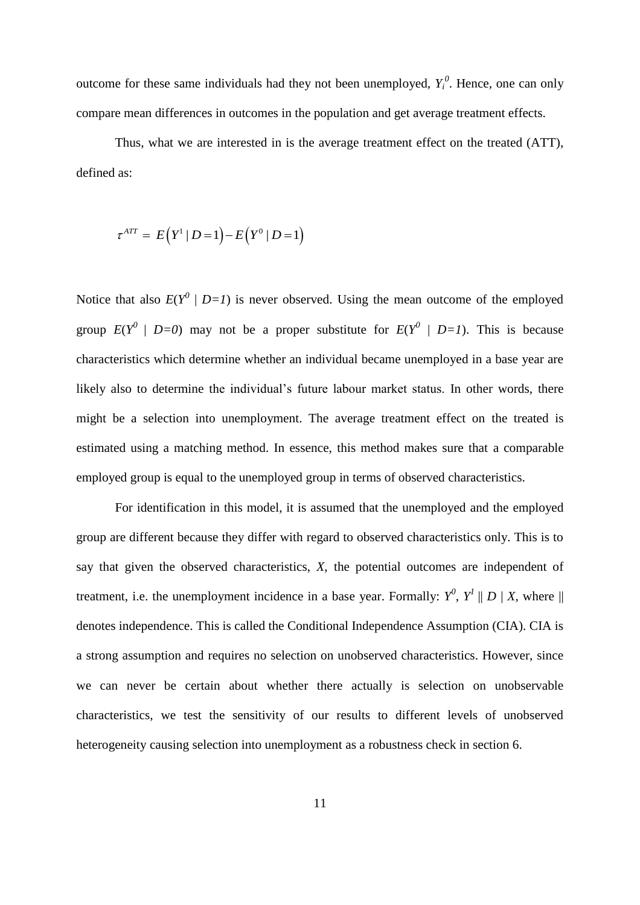outcome for these same individuals had they not been unemployed, $Y_i^0$. Hence, one can only compare mean differences in outcomes in the population and get average treatment effects.

Thus, what we are interested in is the average treatment effect on the treated (ATT), defined as:

$$\tau^{ATT} = E\left(Y^1 \mid D=1\right) - E\left(Y^0 \mid D=1\right)$$

Notice that also $E(Y^0 \mid D=1)$ is never observed. Using the mean outcome of the employed group $E(Y^0 \mid D=0)$ may not be a proper substitute for $E(Y^0 \mid D=1)$. This is because characteristics which determine whether an individual became unemployed in a base year are likely also to determine the individual's future labour market status. In other words, there might be a selection into unemployment. The average treatment effect on the treated is estimated using a matching method. In essence, this method makes sure that a comparable employed group is equal to the unemployed group in terms of observed characteristics.

For identification in this model, it is assumed that the unemployed and the employed group are different because they differ with regard to observed characteristics only. This is to say that given the observed characteristics, $X$, the potential outcomes are independent of treatment, i.e. the unemployment incidence in a base year. Formally: $Y^0, Y^1 \parallel D \mid X$, where $\parallel$ denotes independence. This is called the Conditional Independence Assumption (CIA). CIA is a strong assumption and requires no selection on unobserved characteristics. However, since we can never be certain about whether there actually is selection on unobservable characteristics, we test the sensitivity of our results to different levels of unobserved heterogeneity causing selection into unemployment as a robustness check in section 6.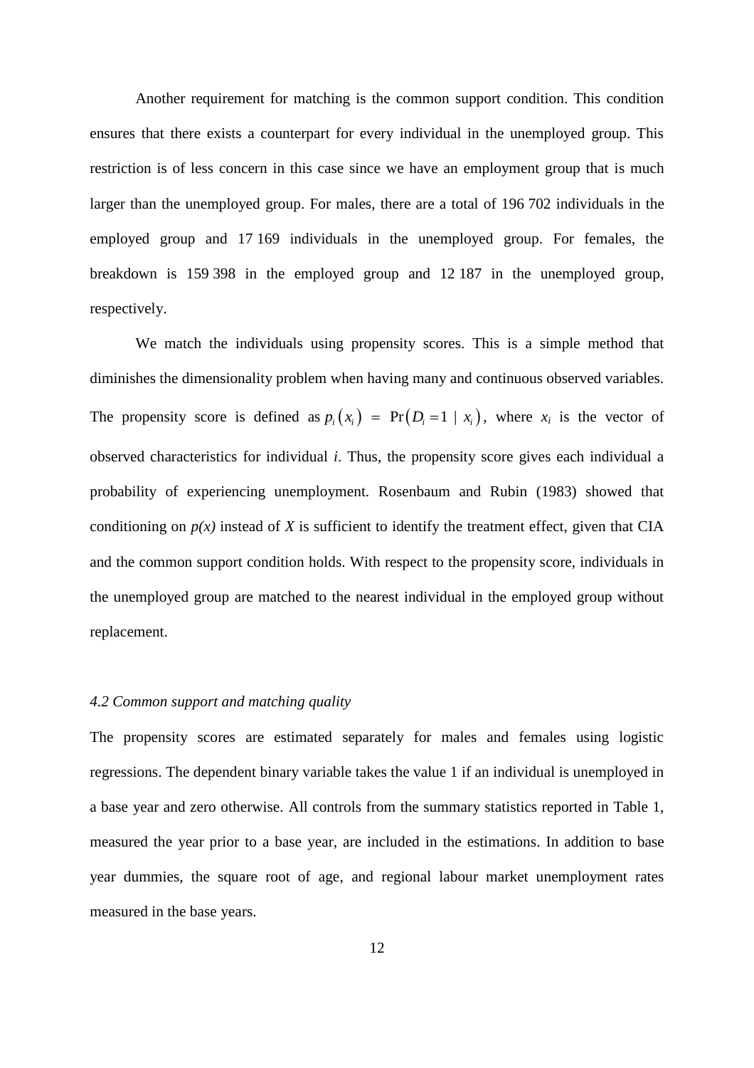Another requirement for matching is the common support condition. This condition ensures that there exists a counterpart for every individual in the unemployed group. This restriction is of less concern in this case since we have an employment group that is much larger than the unemployed group. For males, there are a total of 196 702 individuals in the employed group and 17 169 individuals in the unemployed group. For females, the breakdown is 159 398 in the employed group and 12 187 in the unemployed group, respectively.

We match the individuals using propensity scores. This is a simple method that diminishes the dimensionality problem when having many and continuous observed variables. The propensity score is defined as $p_i(x_i) = \Pr(D_i = 1 \mid x_i)$, where $x_i$ is the vector of observed characteristics for individual *i*. Thus, the propensity score gives each individual a probability of experiencing unemployment. Rosenbaum and Rubin (1983) showed that conditioning on $p(x)$ instead of $X$ is sufficient to identify the treatment effect, given that CIA and the common support condition holds. With respect to the propensity score, individuals in the unemployed group are matched to the nearest individual in the employed group without replacement.

### *4.2 Common support and matching quality*

The propensity scores are estimated separately for males and females using logistic regressions. The dependent binary variable takes the value 1 if an individual is unemployed in a base year and zero otherwise. All controls from the summary statistics reported in Table 1, measured the year prior to a base year, are included in the estimations. In addition to base year dummies, the square root of age, and regional labour market unemployment rates measured in the base years.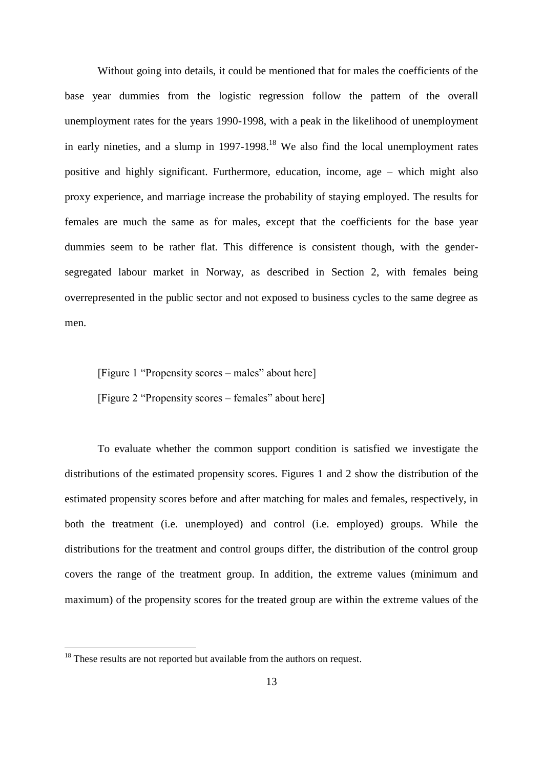Without going into details, it could be mentioned that for males the coefficients of the base year dummies from the logistic regression follow the pattern of the overall unemployment rates for the years 1990-1998, with a peak in the likelihood of unemployment in early nineties, and a slump in 1997-1998.[18] We also find the local unemployment rates positive and highly significant. Furthermore, education, income, age – which might also proxy experience, and marriage increase the probability of staying employed. The results for females are much the same as for males, except that the coefficients for the base year dummies seem to be rather flat. This difference is consistent though, with the gender-segregated labour market in Norway, as described in Section 2, with females being overrepresented in the public sector and not exposed to business cycles to the same degree as men.

[Figure 1 "Propensity scores – males" about here]

[Figure 2 "Propensity scores – females" about here]

To evaluate whether the common support condition is satisfied we investigate the distributions of the estimated propensity scores. Figures 1 and 2 show the distribution of the estimated propensity scores before and after matching for males and females, respectively, in both the treatment (i.e. unemployed) and control (i.e. employed) groups. While the distributions for the treatment and control groups differ, the distribution of the control group covers the range of the treatment group. In addition, the extreme values (minimum and maximum) of the propensity scores for the treated group are within the extreme values of the

[18] These results are not reported but available from the authors on request.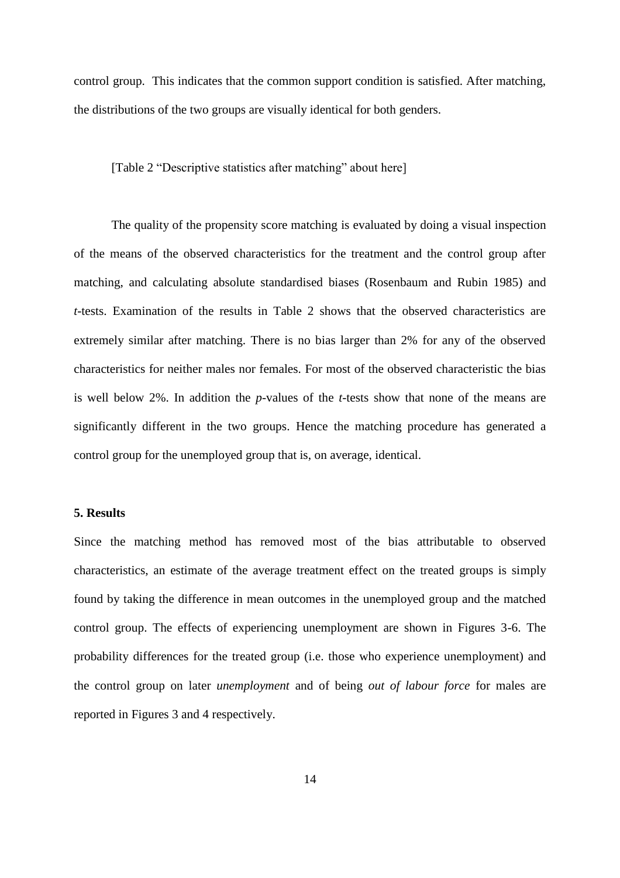control group. This indicates that the common support condition is satisfied. After matching, the distributions of the two groups are visually identical for both genders.

[Table 2 "Descriptive statistics after matching" about here]

The quality of the propensity score matching is evaluated by doing a visual inspection of the means of the observed characteristics for the treatment and the control group after matching, and calculating absolute standardised biases (Rosenbaum and Rubin 1985) and *t*-tests. Examination of the results in Table 2 shows that the observed characteristics are extremely similar after matching. There is no bias larger than 2% for any of the observed characteristics for neither males nor females. For most of the observed characteristic the bias is well below 2%. In addition the *p*-values of the *t*-tests show that none of the means are significantly different in the two groups. Hence the matching procedure has generated a control group for the unemployed group that is, on average, identical.

### 5. Results

Since the matching method has removed most of the bias attributable to observed characteristics, an estimate of the average treatment effect on the treated groups is simply found by taking the difference in mean outcomes in the unemployed group and the matched control group. The effects of experiencing unemployment are shown in Figures 3-6. The probability differences for the treated group (i.e. those who experience unemployment) and the control group on later *unemployment* and of being *out of labour force* for males are reported in Figures 3 and 4 respectively.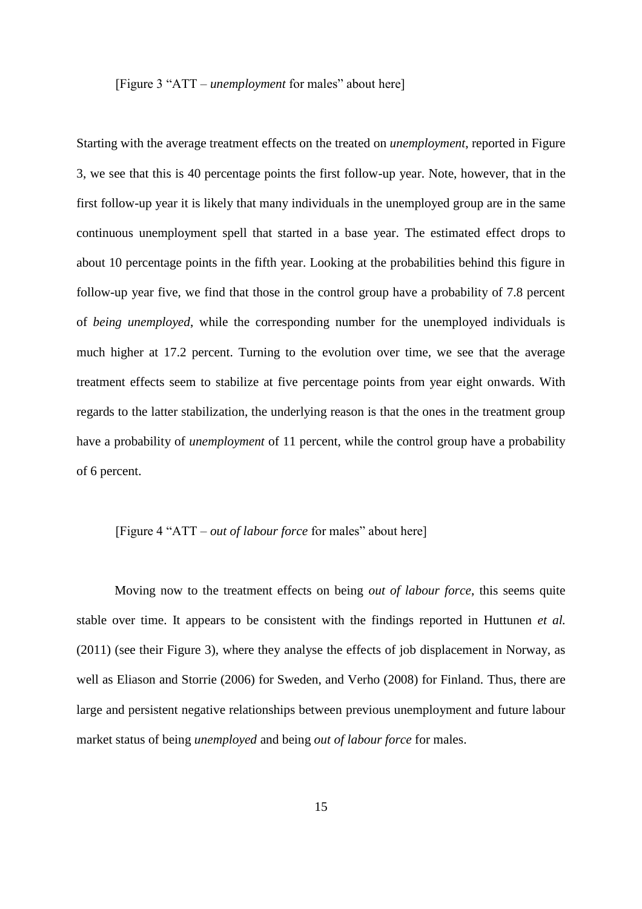[Figure 3 "ATT – *unemployment* for males" about here]

Starting with the average treatment effects on the treated on *unemployment*, reported in Figure 3, we see that this is 40 percentage points the first follow-up year. Note, however, that in the first follow-up year it is likely that many individuals in the unemployed group are in the same continuous unemployment spell that started in a base year. The estimated effect drops to about 10 percentage points in the fifth year. Looking at the probabilities behind this figure in follow-up year five, we find that those in the control group have a probability of 7.8 percent of *being unemployed*, while the corresponding number for the unemployed individuals is much higher at 17.2 percent. Turning to the evolution over time, we see that the average treatment effects seem to stabilize at five percentage points from year eight onwards. With regards to the latter stabilization, the underlying reason is that the ones in the treatment group have a probability of *unemployment* of 11 percent, while the control group have a probability of 6 percent.

[Figure 4 "ATT – *out of labour force* for males" about here]

Moving now to the treatment effects on being *out of labour force*, this seems quite stable over time. It appears to be consistent with the findings reported in Huttunen *et al.* (2011) (see their Figure 3), where they analyse the effects of job displacement in Norway, as well as Eliason and Storrie (2006) for Sweden, and Verho (2008) for Finland. Thus, there are large and persistent negative relationships between previous unemployment and future labour market status of being *unemployed* and being *out of labour force* for males.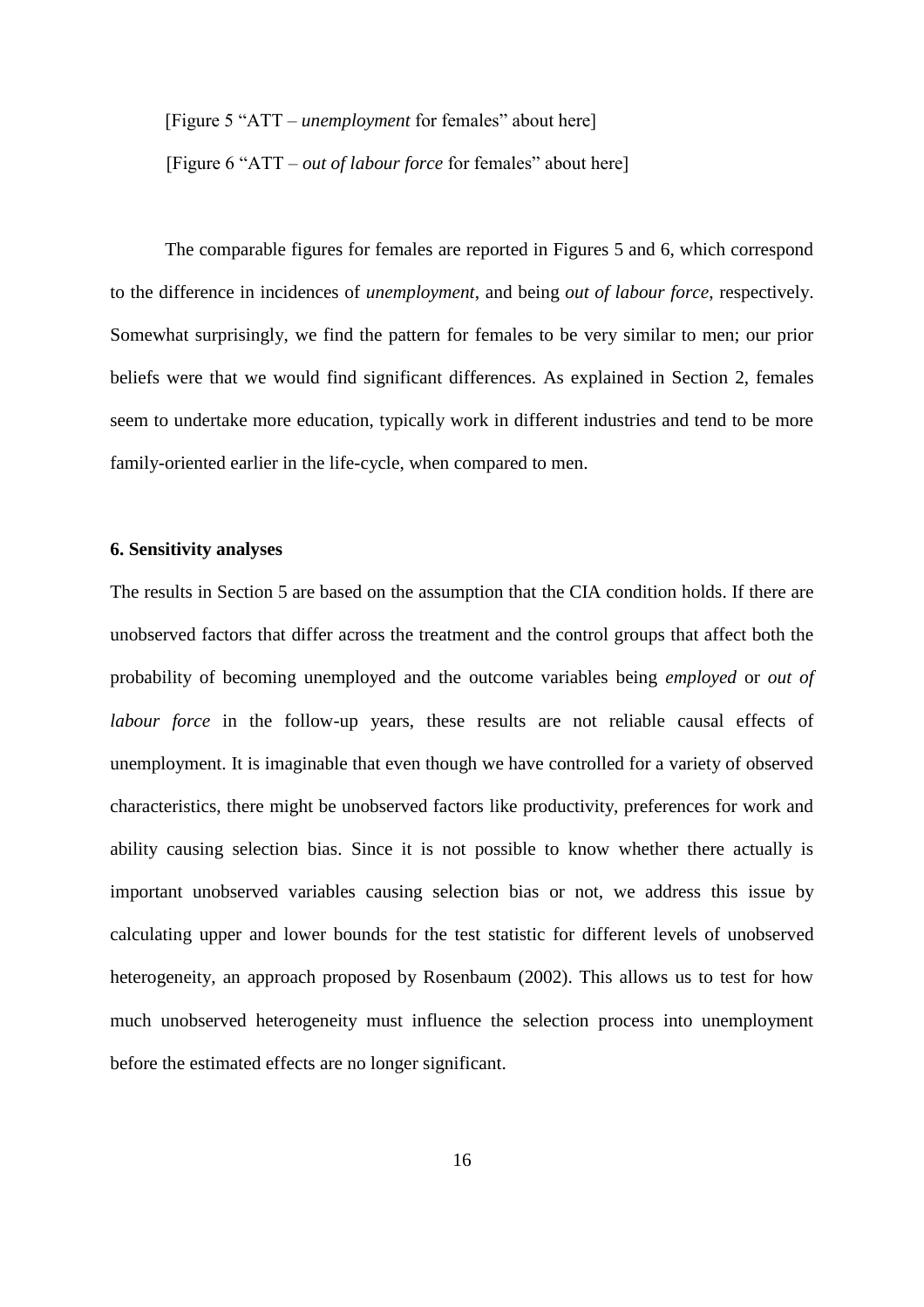[Figure 5 "ATT – *unemployment* for females" about here]

[Figure 6 "ATT – *out of labour force* for females" about here]

The comparable figures for females are reported in Figures 5 and 6, which correspond to the difference in incidences of *unemployment*, and being *out of labour force*, respectively. Somewhat surprisingly, we find the pattern for females to be very similar to men; our prior beliefs were that we would find significant differences. As explained in Section 2, females seem to undertake more education, typically work in different industries and tend to be more family-oriented earlier in the life-cycle, when compared to men.

**6. Sensitivity analyses**

The results in Section 5 are based on the assumption that the CIA condition holds. If there are unobserved factors that differ across the treatment and the control groups that affect both the probability of becoming unemployed and the outcome variables being *employed* or *out of labour force* in the follow-up years, these results are not reliable causal effects of unemployment. It is imaginable that even though we have controlled for a variety of observed characteristics, there might be unobserved factors like productivity, preferences for work and ability causing selection bias. Since it is not possible to know whether there actually is important unobserved variables causing selection bias or not, we address this issue by calculating upper and lower bounds for the test statistic for different levels of unobserved heterogeneity, an approach proposed by Rosenbaum (2002). This allows us to test for how much unobserved heterogeneity must influence the selection process into unemployment before the estimated effects are no longer significant.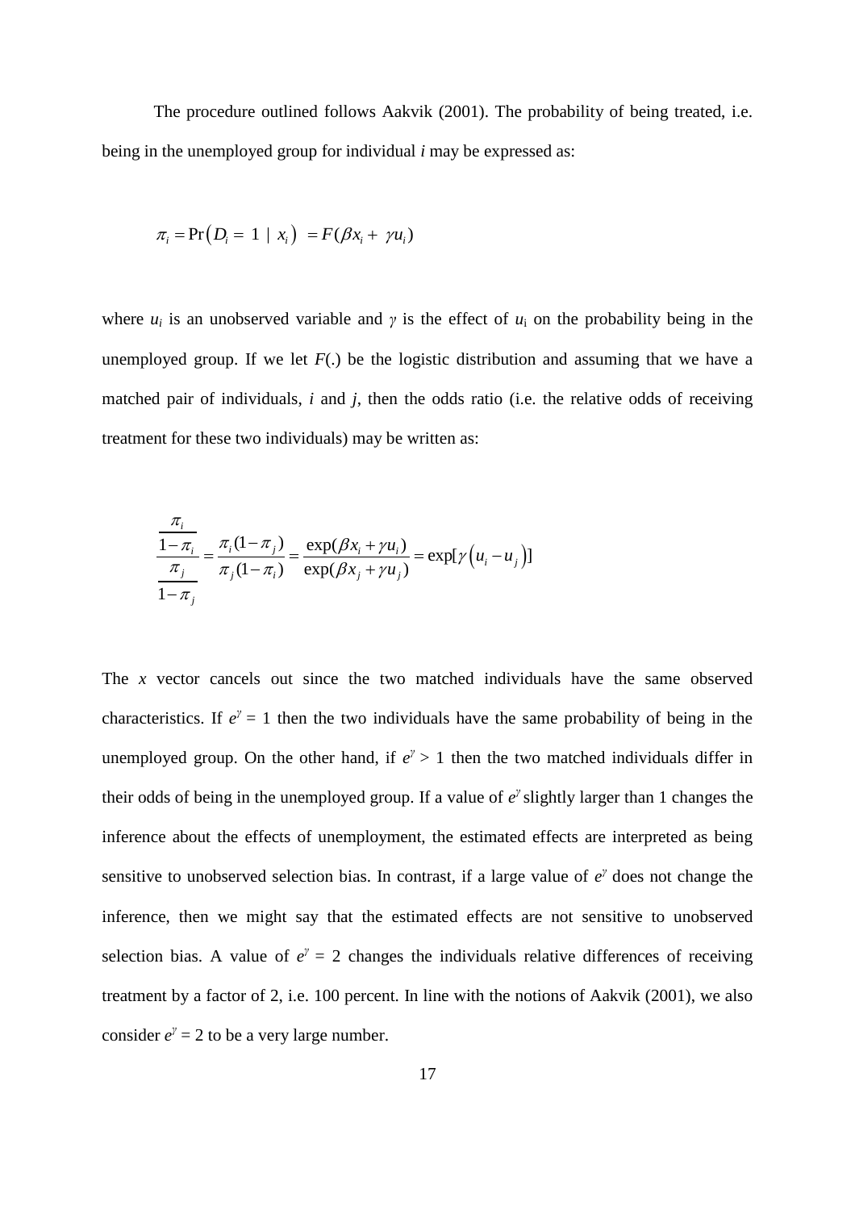The procedure outlined follows Aakvik (2001). The probability of being treated, i.e. being in the unemployed group for individual *i* may be expressed as:

$$\pi_i = \Pr\left(D_i = 1 \mid x_i\right) = F(\beta x_i + \gamma u_i)$$

where $u_i$ is an unobserved variable and $\gamma$ is the effect of $u_i$ on the probability being in the unemployed group. If we let $F(.)$ be the logistic distribution and assuming that we have a matched pair of individuals, *i* and *j*, then the odds ratio (i.e. the relative odds of receiving treatment for these two individuals) may be written as:

$$\frac{\dfrac{\pi_i}{1-\pi_i}}{\dfrac{\pi_j}{1-\pi_j}} = \frac{\pi_i(1-\pi_j)}{\pi_j(1-\pi_i)} = \frac{\exp(\beta x_i + \gamma u_i)}{\exp(\beta x_j + \gamma u_j)} = \exp[\gamma\left(u_i - u_j\right)]$$

The *x* vector cancels out since the two matched individuals have the same observed characteristics. If $e^{\gamma} = 1$ then the two individuals have the same probability of being in the unemployed group. On the other hand, if $e^{\gamma} > 1$ then the two matched individuals differ in their odds of being in the unemployed group. If a value of $e^{\gamma}$ slightly larger than 1 changes the inference about the effects of unemployment, the estimated effects are interpreted as being sensitive to unobserved selection bias. In contrast, if a large value of $e^{\gamma}$ does not change the inference, then we might say that the estimated effects are not sensitive to unobserved selection bias. A value of $e^{\gamma} = 2$ changes the individuals relative differences of receiving treatment by a factor of 2, i.e. 100 percent. In line with the notions of Aakvik (2001), we also consider $e^{\gamma} = 2$ to be a very large number.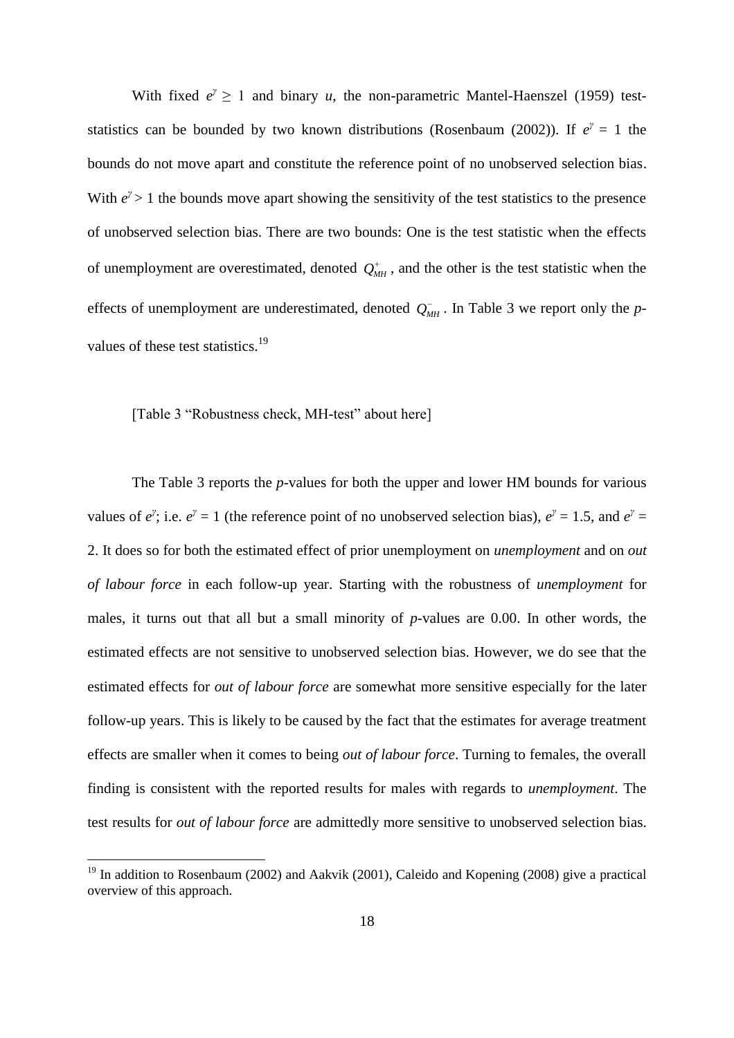With fixed $e^{\gamma} \geq 1$ and binary $u$, the non-parametric Mantel-Haenszel (1959) test-statistics can be bounded by two known distributions (Rosenbaum (2002)). If $e^{\gamma} = 1$ the bounds do not move apart and constitute the reference point of no unobserved selection bias. With $e^{\gamma} > 1$ the bounds move apart showing the sensitivity of the test statistics to the presence of unobserved selection bias. There are two bounds: One is the test statistic when the effects of unemployment are overestimated, denoted $Q_{MH}^{+}$, and the other is the test statistic when the effects of unemployment are underestimated, denoted $Q_{MH}^{-}$. In Table 3 we report only the *p*-values of these test statistics.[19]

[Table 3 "Robustness check, MH-test" about here]

The Table 3 reports the *p*-values for both the upper and lower HM bounds for various values of $e^{\gamma}$; i.e. $e^{\gamma} = 1$ (the reference point of no unobserved selection bias), $e^{\gamma} = 1.5$, and $e^{\gamma} = 2$. It does so for both the estimated effect of prior unemployment on *unemployment* and on *out of labour force* in each follow-up year. Starting with the robustness of *unemployment* for males, it turns out that all but a small minority of *p*-values are 0.00. In other words, the estimated effects are not sensitive to unobserved selection bias. However, we do see that the estimated effects for *out of labour force* are somewhat more sensitive especially for the later follow-up years. This is likely to be caused by the fact that the estimates for average treatment effects are smaller when it comes to being *out of labour force*. Turning to females, the overall finding is consistent with the reported results for males with regards to *unemployment*. The test results for *out of labour force* are admittedly more sensitive to unobserved selection bias.

[19] In addition to Rosenbaum (2002) and Aakvik (2001), Caleido and Kopening (2008) give a practical overview of this approach.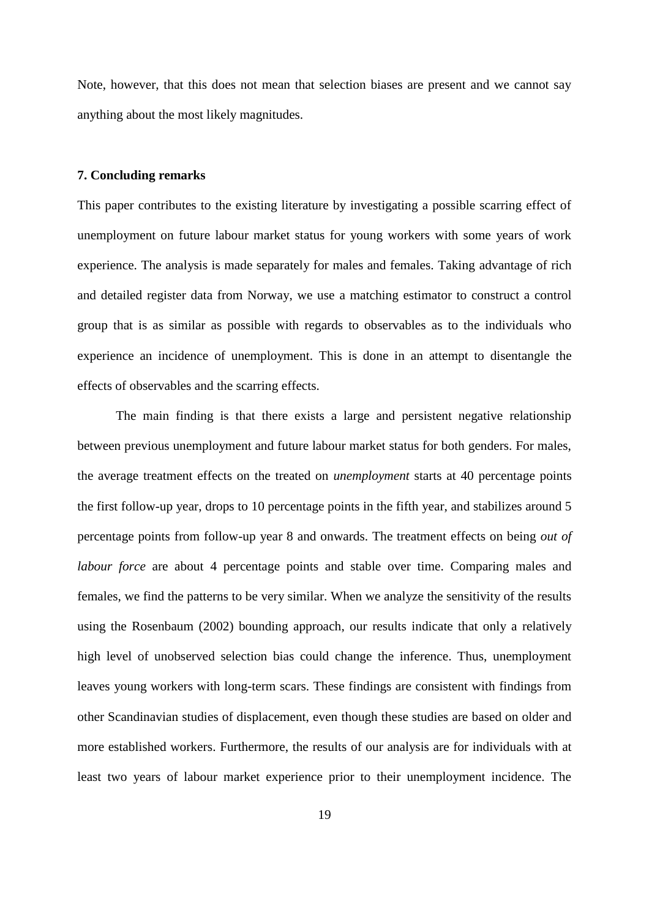Note, however, that this does not mean that selection biases are present and we cannot say anything about the most likely magnitudes.

## 7. Concluding remarks

This paper contributes to the existing literature by investigating a possible scarring effect of unemployment on future labour market status for young workers with some years of work experience. The analysis is made separately for males and females. Taking advantage of rich and detailed register data from Norway, we use a matching estimator to construct a control group that is as similar as possible with regards to observables as to the individuals who experience an incidence of unemployment. This is done in an attempt to disentangle the effects of observables and the scarring effects.

The main finding is that there exists a large and persistent negative relationship between previous unemployment and future labour market status for both genders. For males, the average treatment effects on the treated on *unemployment* starts at 40 percentage points the first follow-up year, drops to 10 percentage points in the fifth year, and stabilizes around 5 percentage points from follow-up year 8 and onwards. The treatment effects on being *out of labour force* are about 4 percentage points and stable over time. Comparing males and females, we find the patterns to be very similar. When we analyze the sensitivity of the results using the Rosenbaum (2002) bounding approach, our results indicate that only a relatively high level of unobserved selection bias could change the inference. Thus, unemployment leaves young workers with long-term scars. These findings are consistent with findings from other Scandinavian studies of displacement, even though these studies are based on older and more established workers. Furthermore, the results of our analysis are for individuals with at least two years of labour market experience prior to their unemployment incidence. The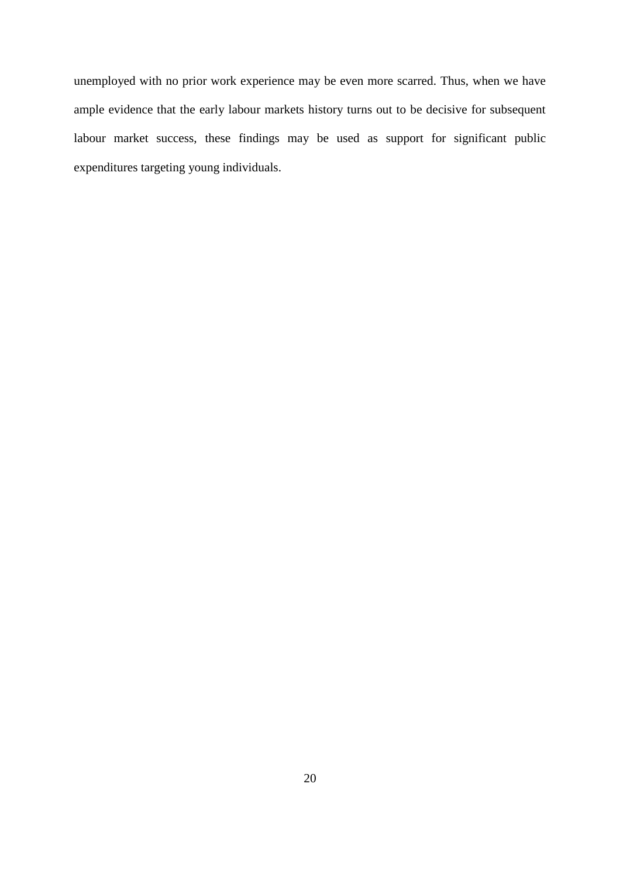unemployed with no prior work experience may be even more scarred. Thus, when we have ample evidence that the early labour markets history turns out to be decisive for subsequent labour market success, these findings may be used as support for significant public expenditures targeting young individuals.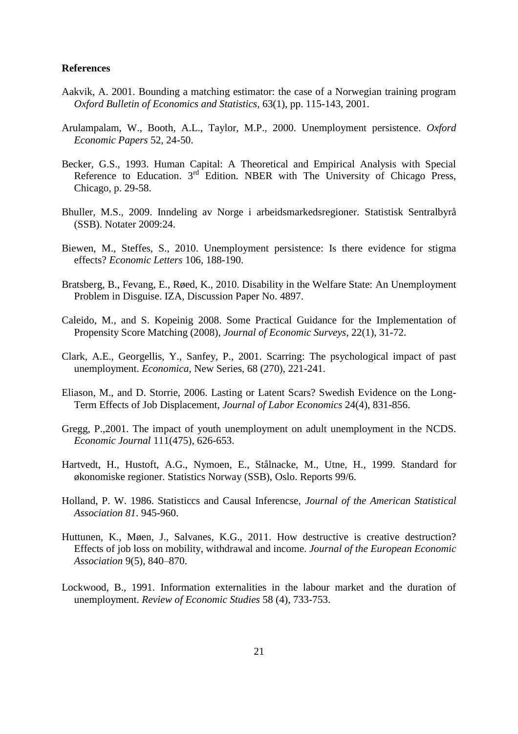**References**

Aakvik, A. 2001. Bounding a matching estimator: the case of a Norwegian training program *Oxford Bulletin of Economics and Statistics*, 63(1), pp. 115-143, 2001.

Arulampalam, W., Booth, A.L., Taylor, M.P., 2000. Unemployment persistence. *Oxford Economic Papers* 52, 24-50.

Becker, G.S., 1993. Human Capital: A Theoretical and Empirical Analysis with Special Reference to Education. 3rd Edition. NBER with The University of Chicago Press, Chicago, p. 29-58.

Bhuller, M.S., 2009. Inndeling av Norge i arbeidsmarkedsregioner. Statistisk Sentralbyrå (SSB). Notater 2009:24.

Biewen, M., Steffes, S., 2010. Unemployment persistence: Is there evidence for stigma effects? *Economic Letters* 106, 188-190.

Bratsberg, B., Fevang, E., Røed, K., 2010. Disability in the Welfare State: An Unemployment Problem in Disguise. IZA, Discussion Paper No. 4897.

Caleido, M., and S. Kopeinig 2008. Some Practical Guidance for the Implementation of Propensity Score Matching (2008), *Journal of Economic Surveys*, 22(1), 31-72.

Clark, A.E., Georgellis, Y., Sanfey, P., 2001. Scarring: The psychological impact of past unemployment. *Economica*, New Series, 68 (270), 221-241.

Eliason, M., and D. Storrie, 2006. Lasting or Latent Scars? Swedish Evidence on the Long-Term Effects of Job Displacement, *Journal of Labor Economics* 24(4), 831-856.

Gregg, P.,2001. The impact of youth unemployment on adult unemployment in the NCDS. *Economic Journal* 111(475), 626-653.

Hartvedt, H., Hustoft, A.G., Nymoen, E., Stålnacke, M., Utne, H., 1999. Standard for økonomiske regioner. Statistics Norway (SSB), Oslo. Reports 99/6.

Holland, P. W. 1986. Statisticcs and Causal Inferencse, *Journal of the American Statistical Association 81*. 945-960.

Huttunen, K., Møen, J., Salvanes, K.G., 2011. How destructive is creative destruction? Effects of job loss on mobility, withdrawal and income. *Journal of the European Economic Association* 9(5), 840–870.

Lockwood, B., 1991. Information externalities in the labour market and the duration of unemployment. *Review of Economic Studies* 58 (4), 733-753.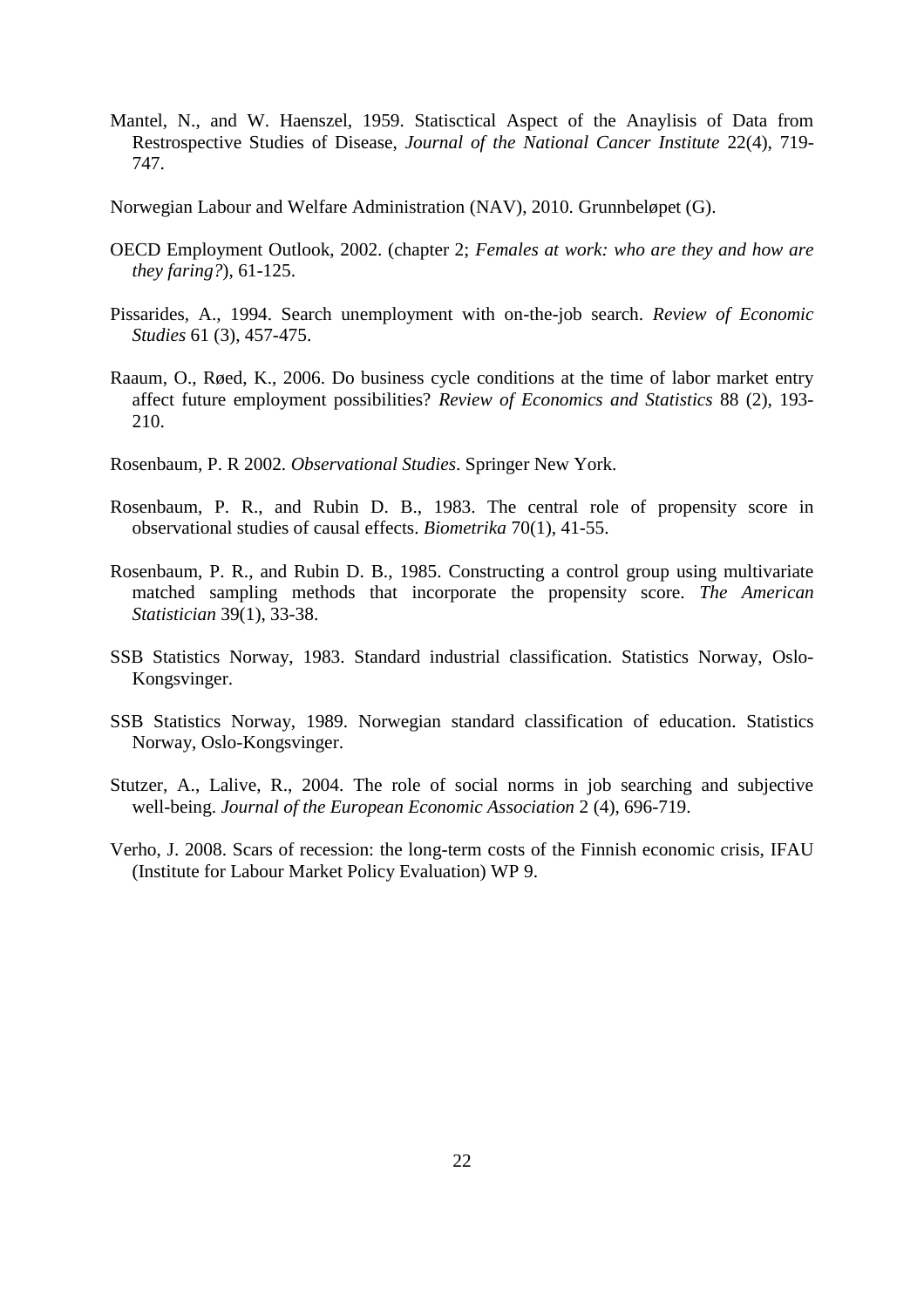Mantel, N., and W. Haenszel, 1959. Statisctical Aspect of the Anaylisis of Data from Restrospective Studies of Disease, *Journal of the National Cancer Institute* 22(4), 719-747.

Norwegian Labour and Welfare Administration (NAV), 2010. Grunnbeløpet (G).

OECD Employment Outlook, 2002. (chapter 2; *Females at work: who are they and how are they faring?*), 61-125.

Pissarides, A., 1994. Search unemployment with on-the-job search. *Review of Economic Studies* 61 (3), 457-475.

Raaum, O., Røed, K., 2006. Do business cycle conditions at the time of labor market entry affect future employment possibilities? *Review of Economics and Statistics* 88 (2), 193-210.

Rosenbaum, P. R 2002. *Observational Studies*. Springer New York.

Rosenbaum, P. R., and Rubin D. B., 1983. The central role of propensity score in observational studies of causal effects. *Biometrika* 70(1), 41-55.

Rosenbaum, P. R., and Rubin D. B., 1985. Constructing a control group using multivariate matched sampling methods that incorporate the propensity score. *The American Statistician* 39(1), 33-38.

SSB Statistics Norway, 1983. Standard industrial classification. Statistics Norway, Oslo-Kongsvinger.

SSB Statistics Norway, 1989. Norwegian standard classification of education. Statistics Norway, Oslo-Kongsvinger.

Stutzer, A., Lalive, R., 2004. The role of social norms in job searching and subjective well-being. *Journal of the European Economic Association* 2 (4), 696-719.

Verho, J. 2008. Scars of recession: the long-term costs of the Finnish economic crisis, IFAU (Institute for Labour Market Policy Evaluation) WP 9.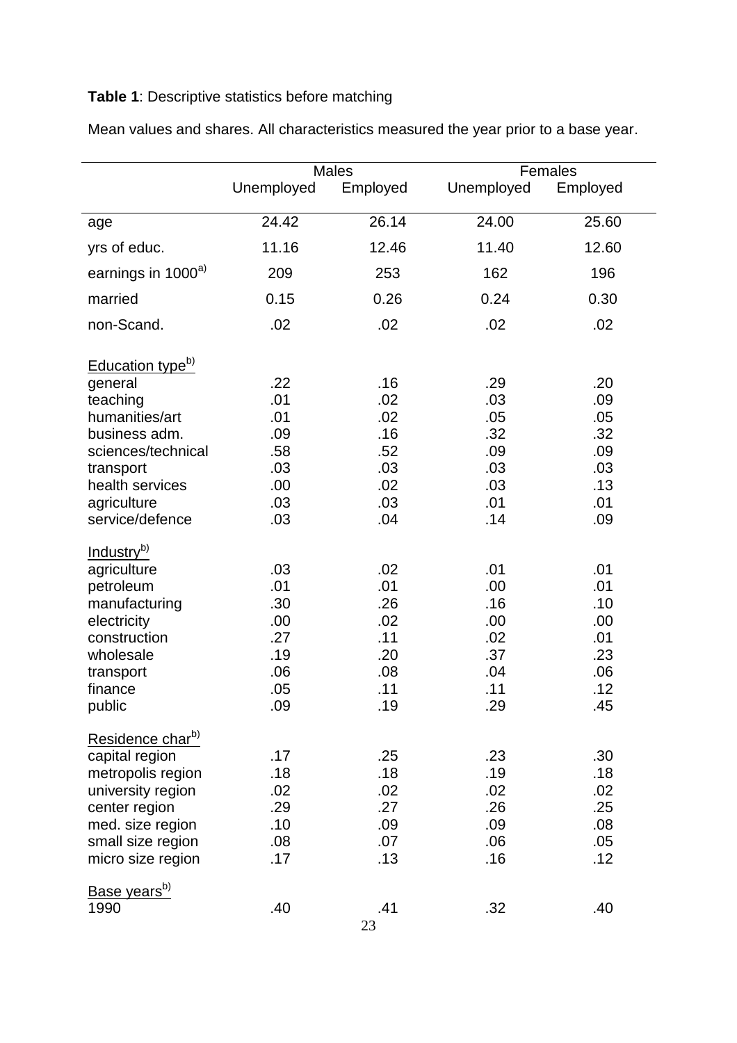**Table 1**: Descriptive statistics before matching

Mean values and shares. All characteristics measured the year prior to a base year.

| | Males | | Females | |
|---|---|---|---|---|
| | Unemployed | Employed | Unemployed | Employed |
| age | 24.42 | 26.14 | 24.00 | 25.60 |
| yrs of educ. | 11.16 | 12.46 | 11.40 | 12.60 |
| earnings in 1000[a)] | 209 | 253 | 162 | 196 |
| married | 0.15 | 0.26 | 0.24 | 0.30 |
| non-Scand. | .02 | .02 | .02 | .02 |
| <u>Education type[b)]</u> | | | | |
| general | .22 | .16 | .29 | .20 |
| teaching | .01 | .02 | .03 | .09 |
| humanities/art | .01 | .02 | .05 | .05 |
| business adm. | .09 | .16 | .32 | .32 |
| sciences/technical | .58 | .52 | .09 | .09 |
| transport | .03 | .03 | .03 | .03 |
| health services | .00 | .02 | .03 | .13 |
| agriculture | .03 | .03 | .01 | .01 |
| service/defence | .03 | .04 | .14 | .09 |
| <u>Industry[b)]</u> | | | | |
| agriculture | .03 | .02 | .01 | .01 |
| petroleum | .01 | .01 | .00 | .01 |
| manufacturing | .30 | .26 | .16 | .10 |
| electricity | .00 | .02 | .00 | .00 |
| construction | .27 | .11 | .02 | .01 |
| wholesale | .19 | .20 | .37 | .23 |
| transport | .06 | .08 | .04 | .06 |
| finance | .05 | .11 | .11 | .12 |
| public | .09 | .19 | .29 | .45 |
| <u>Residence char[b)]</u> | | | | |
| capital region | .17 | .25 | .23 | .30 |
| metropolis region | .18 | .18 | .19 | .18 |
| university region | .02 | .02 | .02 | .02 |
| center region | .29 | .27 | .26 | .25 |
| med. size region | .10 | .09 | .09 | .08 |
| small size region | .08 | .07 | .06 | .05 |
| micro size region | .17 | .13 | .16 | .12 |
| <u>Base years[b)]</u> | | | | |
| 1990 | .40 | .41 | .32 | .40 |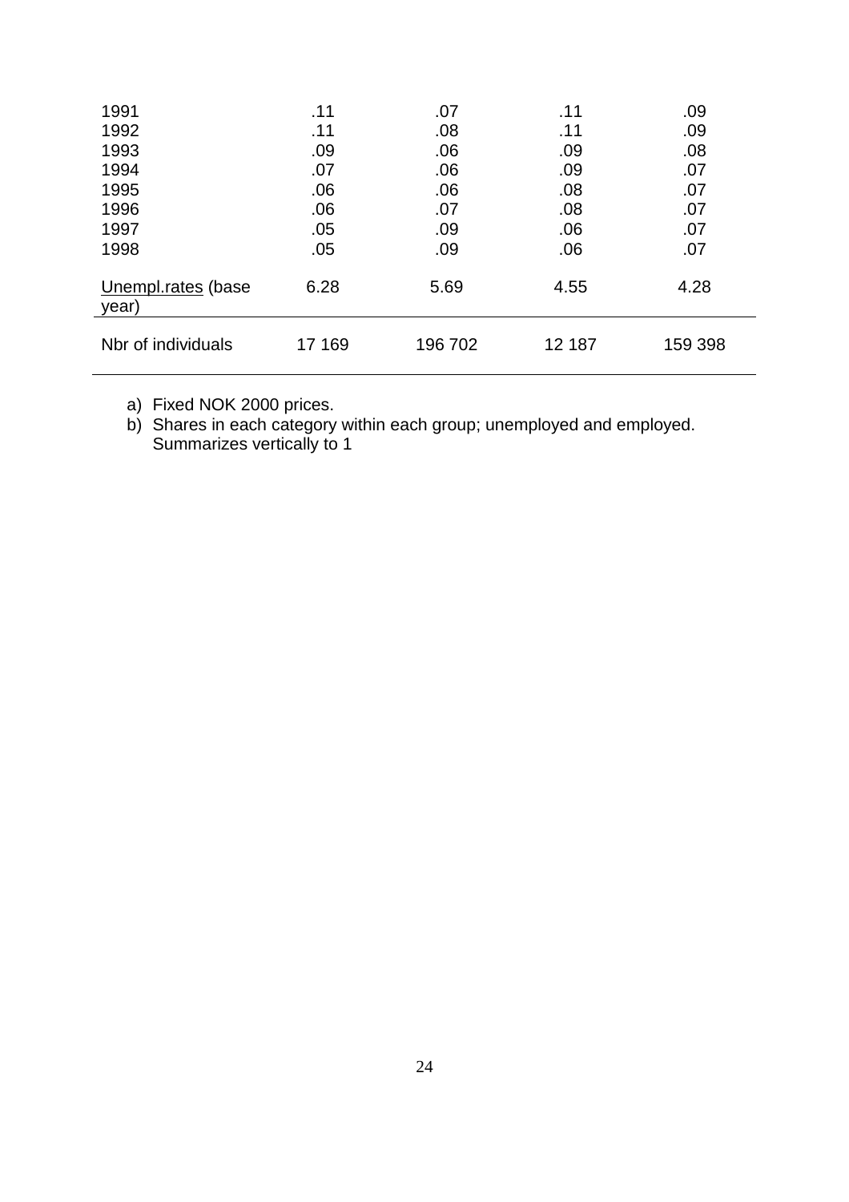| | | | | |
|---|---|---|---|---|
| 1991 | .11 | .07 | .11 | .09 |
| 1992 | .11 | .08 | .11 | .09 |
| 1993 | .09 | .06 | .09 | .08 |
| 1994 | .07 | .06 | .09 | .07 |
| 1995 | .06 | .06 | .08 | .07 |
| 1996 | .06 | .07 | .08 | .07 |
| 1997 | .05 | .09 | .06 | .07 |
| 1998 | .05 | .09 | .06 | .07 |
| Unempl.rates (base year) | 6.28 | 5.69 | 4.55 | 4.28 |
| Nbr of individuals | 17 169 | 196 702 | 12 187 | 159 398 |

a) Fixed NOK 2000 prices.
b) Shares in each category within each group; unemployed and employed. Summarizes vertically to 1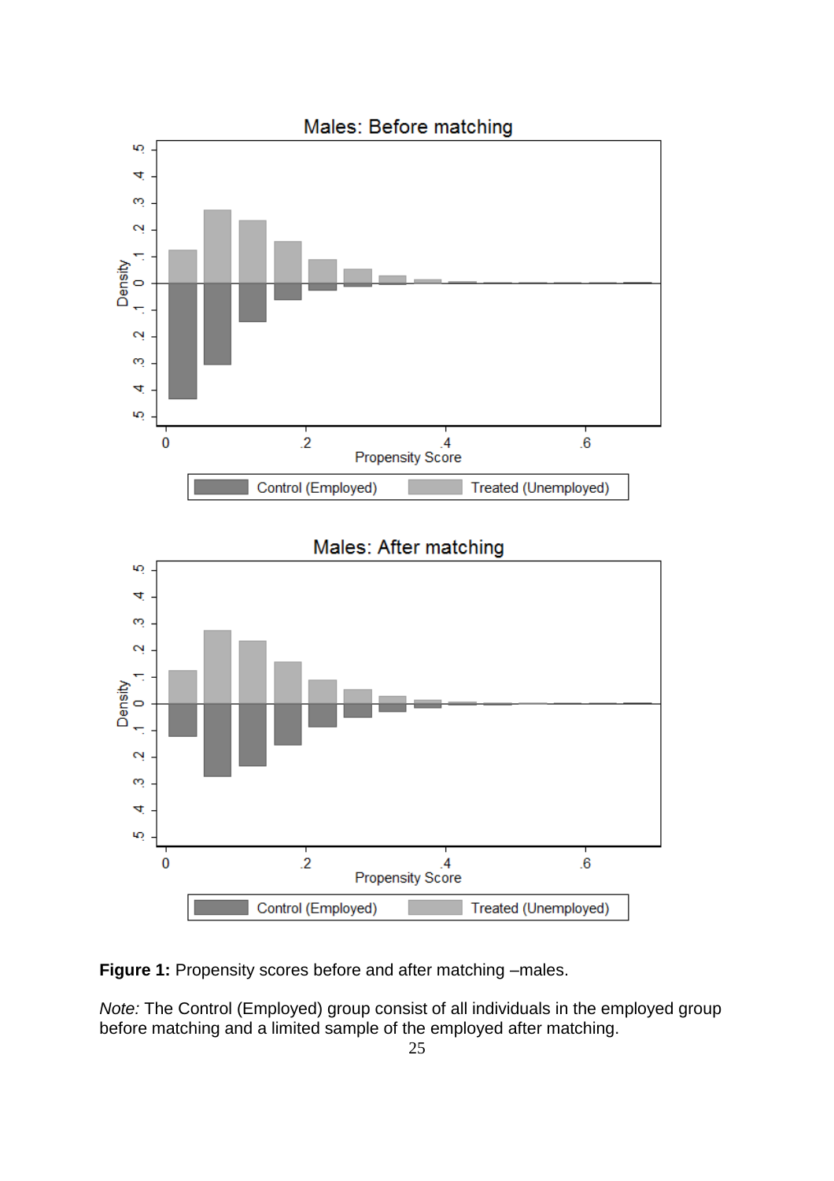**Figure 1:** Propensity scores before and after matching –males.

*Note:* The Control (Employed) group consist of all individuals in the employed group before matching and a limited sample of the employed after matching.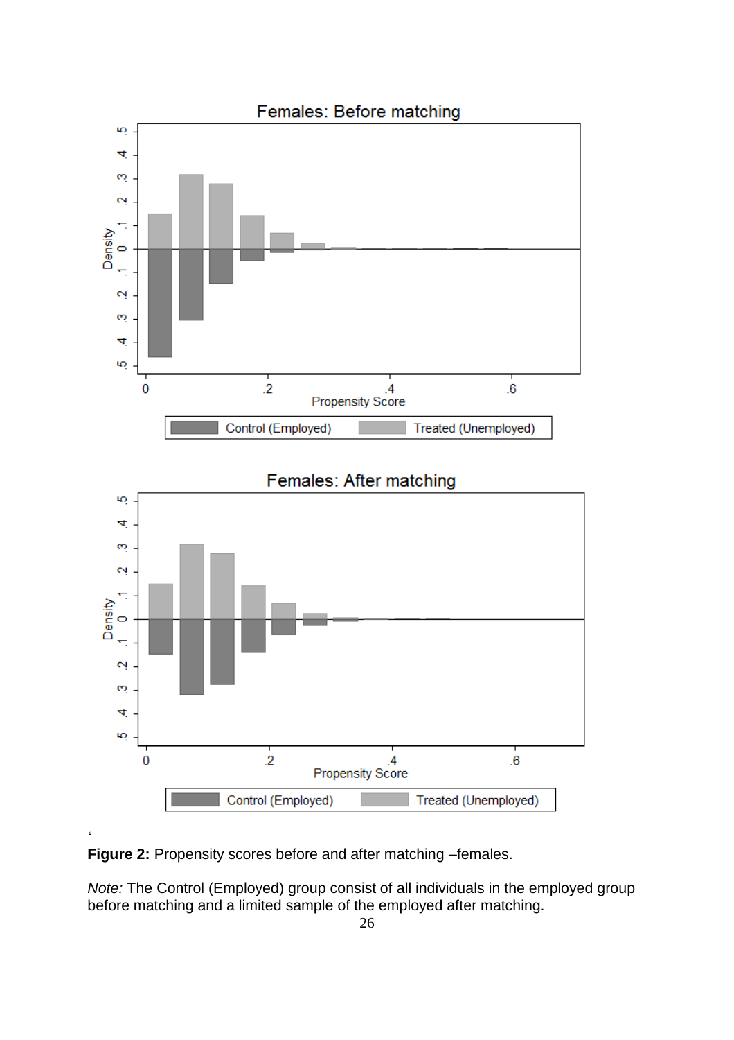**Figure 2:** Propensity scores before and after matching –females.

*Note:* The Control (Employed) group consist of all individuals in the employed group before matching and a limited sample of the employed after matching.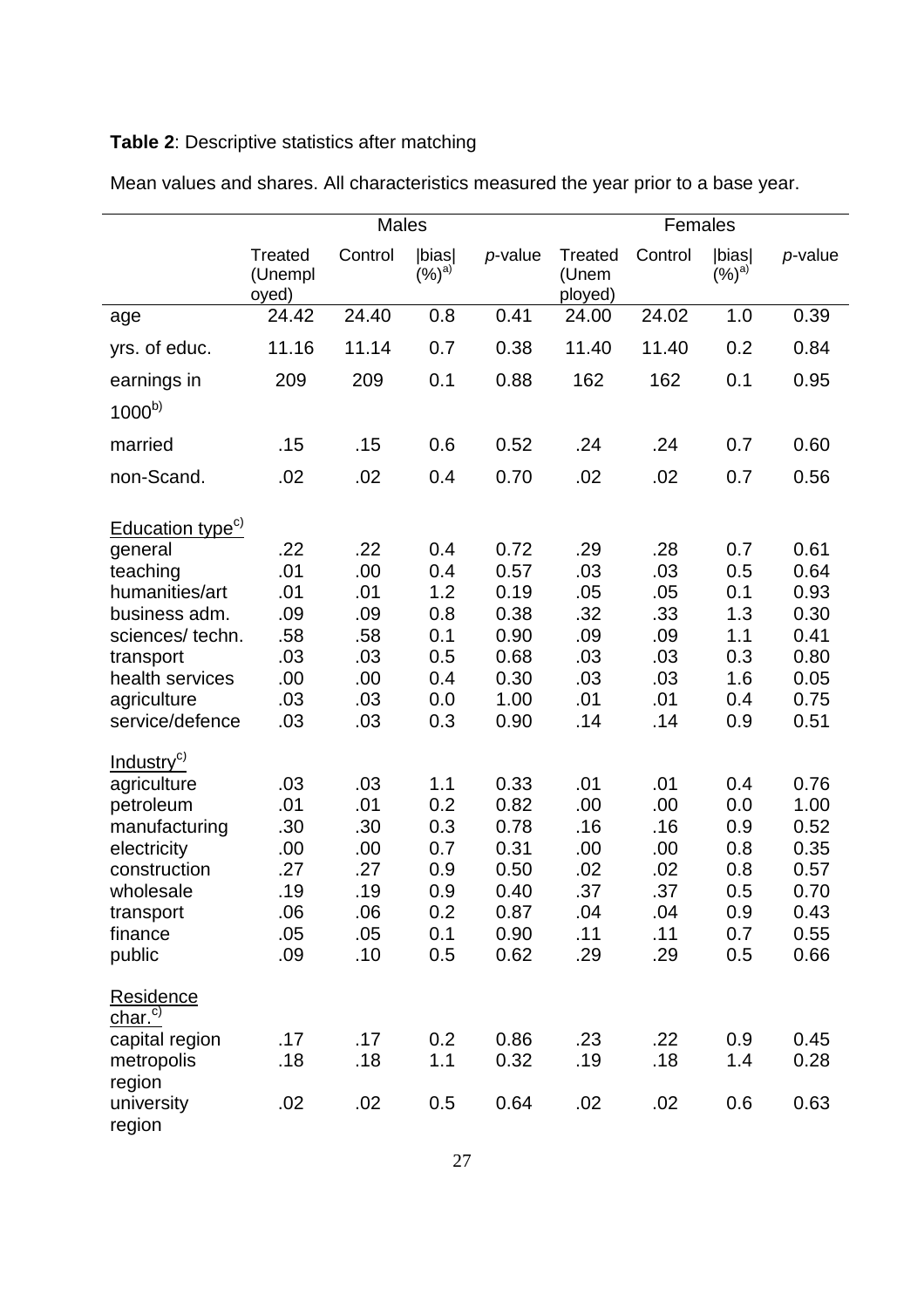**Table 2**: Descriptive statistics after matching

Mean values and shares. All characteristics measured the year prior to a base year.

| | Males | | | | Females | | | |
|---|---|---|---|---|---|---|---|---|
| | Treated (Unemployed) | Control | \|bias\| (%)[a)] | *p*-value | Treated (Unemployed) | Control | \|bias\| (%)[a)] | *p*-value |
| age | 24.42 | 24.40 | 0.8 | 0.41 | 24.00 | 24.02 | 1.0 | 0.39 |
| yrs. of educ. | 11.16 | 11.14 | 0.7 | 0.38 | 11.40 | 11.40 | 0.2 | 0.84 |
| earnings in 1000[b)] | 209 | 209 | 0.1 | 0.88 | 162 | 162 | 0.1 | 0.95 |
| married | .15 | .15 | 0.6 | 0.52 | .24 | .24 | 0.7 | 0.60 |
| non-Scand. | .02 | .02 | 0.4 | 0.70 | .02 | .02 | 0.7 | 0.56 |
| Education type[c)] | | | | | | | | |
| general | .22 | .22 | 0.4 | 0.72 | .29 | .28 | 0.7 | 0.61 |
| teaching | .01 | .00 | 0.4 | 0.57 | .03 | .03 | 0.5 | 0.64 |
| humanities/art | .01 | .01 | 1.2 | 0.19 | .05 | .05 | 0.1 | 0.93 |
| business adm. | .09 | .09 | 0.8 | 0.38 | .32 | .33 | 1.3 | 0.30 |
| sciences/ techn. | .58 | .58 | 0.1 | 0.90 | .09 | .09 | 1.1 | 0.41 |
| transport | .03 | .03 | 0.5 | 0.68 | .03 | .03 | 0.3 | 0.80 |
| health services | .00 | .00 | 0.4 | 0.30 | .03 | .03 | 1.6 | 0.05 |
| agriculture | .03 | .03 | 0.0 | 1.00 | .01 | .01 | 0.4 | 0.75 |
| service/defence | .03 | .03 | 0.3 | 0.90 | .14 | .14 | 0.9 | 0.51 |
| Industry[c)] | | | | | | | | |
| agriculture | .03 | .03 | 1.1 | 0.33 | .01 | .01 | 0.4 | 0.76 |
| petroleum | .01 | .01 | 0.2 | 0.82 | .00 | .00 | 0.0 | 1.00 |
| manufacturing | .30 | .30 | 0.3 | 0.78 | .16 | .16 | 0.9 | 0.52 |
| electricity | .00 | .00 | 0.7 | 0.31 | .00 | .00 | 0.8 | 0.35 |
| construction | .27 | .27 | 0.9 | 0.50 | .02 | .02 | 0.8 | 0.57 |
| wholesale | .19 | .19 | 0.9 | 0.40 | .37 | .37 | 0.5 | 0.70 |
| transport | .06 | .06 | 0.2 | 0.87 | .04 | .04 | 0.9 | 0.43 |
| finance | .05 | .05 | 0.1 | 0.90 | .11 | .11 | 0.7 | 0.55 |
| public | .09 | .10 | 0.5 | 0.62 | .29 | .29 | 0.5 | 0.66 |
| Residence char.[c)] | | | | | | | | |
| capital region | .17 | .17 | 0.2 | 0.86 | .23 | .22 | 0.9 | 0.45 |
| metropolis region | .18 | .18 | 1.1 | 0.32 | .19 | .18 | 1.4 | 0.28 |
| university region | .02 | .02 | 0.5 | 0.64 | .02 | .02 | 0.6 | 0.63 |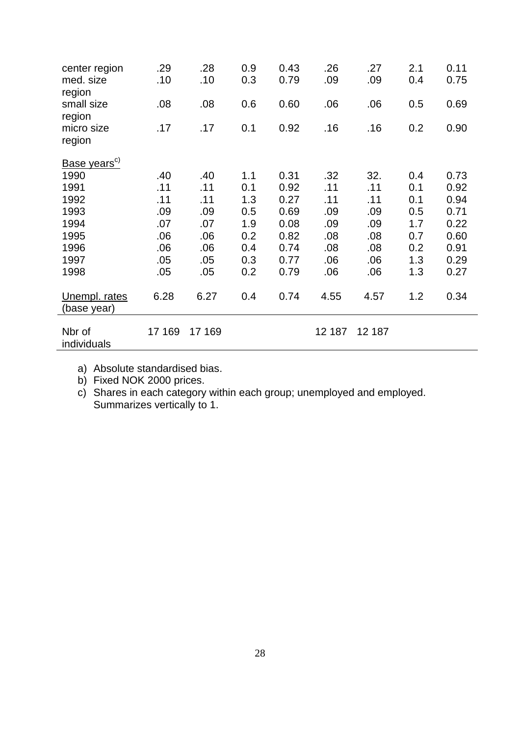| | | | | | | | | |
|---|---|---|---|---|---|---|---|---|
| center region | .29 | .28 | 0.9 | 0.43 | .26 | .27 | 2.1 | 0.11 |
| med. size region | .10 | .10 | 0.3 | 0.79 | .09 | .09 | 0.4 | 0.75 |
| small size region | .08 | .08 | 0.6 | 0.60 | .06 | .06 | 0.5 | 0.69 |
| micro size region | .17 | .17 | 0.1 | 0.92 | .16 | .16 | 0.2 | 0.90 |
| Base years[c)] | | | | | | | | |
| 1990 | .40 | .40 | 1.1 | 0.31 | .32 | 32. | 0.4 | 0.73 |
| 1991 | .11 | .11 | 0.1 | 0.92 | .11 | .11 | 0.1 | 0.92 |
| 1992 | .11 | .11 | 1.3 | 0.27 | .11 | .11 | 0.1 | 0.94 |
| 1993 | .09 | .09 | 0.5 | 0.69 | .09 | .09 | 0.5 | 0.71 |
| 1994 | .07 | .07 | 1.9 | 0.08 | .09 | .09 | 1.7 | 0.22 |
| 1995 | .06 | .06 | 0.2 | 0.82 | .08 | .08 | 0.7 | 0.60 |
| 1996 | .06 | .06 | 0.4 | 0.74 | .08 | .08 | 0.2 | 0.91 |
| 1997 | .05 | .05 | 0.3 | 0.77 | .06 | .06 | 1.3 | 0.29 |
| 1998 | .05 | .05 | 0.2 | 0.79 | .06 | .06 | 1.3 | 0.27 |
| Unempl. rates (base year) | 6.28 | 6.27 | 0.4 | 0.74 | 4.55 | 4.57 | 1.2 | 0.34 |
| Nbr of individuals | 17 169 | 17 169 | | | 12 187 | 12 187 | | |

a) Absolute standardised bias.
b) Fixed NOK 2000 prices.
c) Shares in each category within each group; unemployed and employed. Summarizes vertically to 1.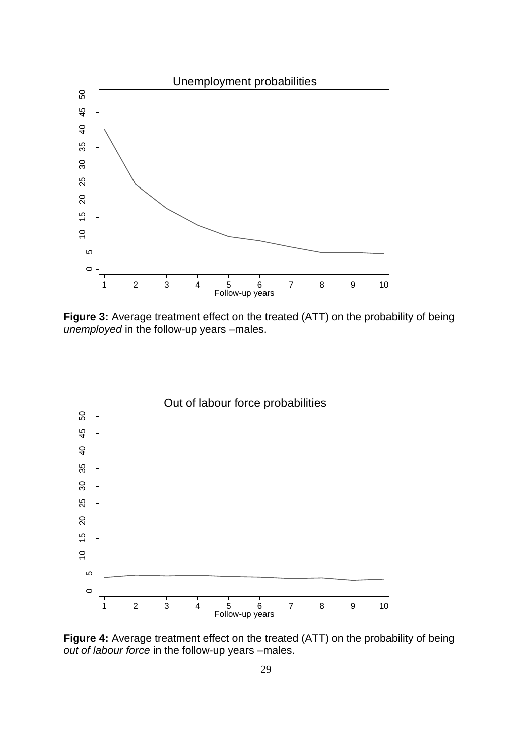**Figure 3:** Average treatment effect on the treated (ATT) on the probability of being *unemployed* in the follow-up years –males.

**Figure 4:** Average treatment effect on the treated (ATT) on the probability of being *out of labour force* in the follow-up years –males.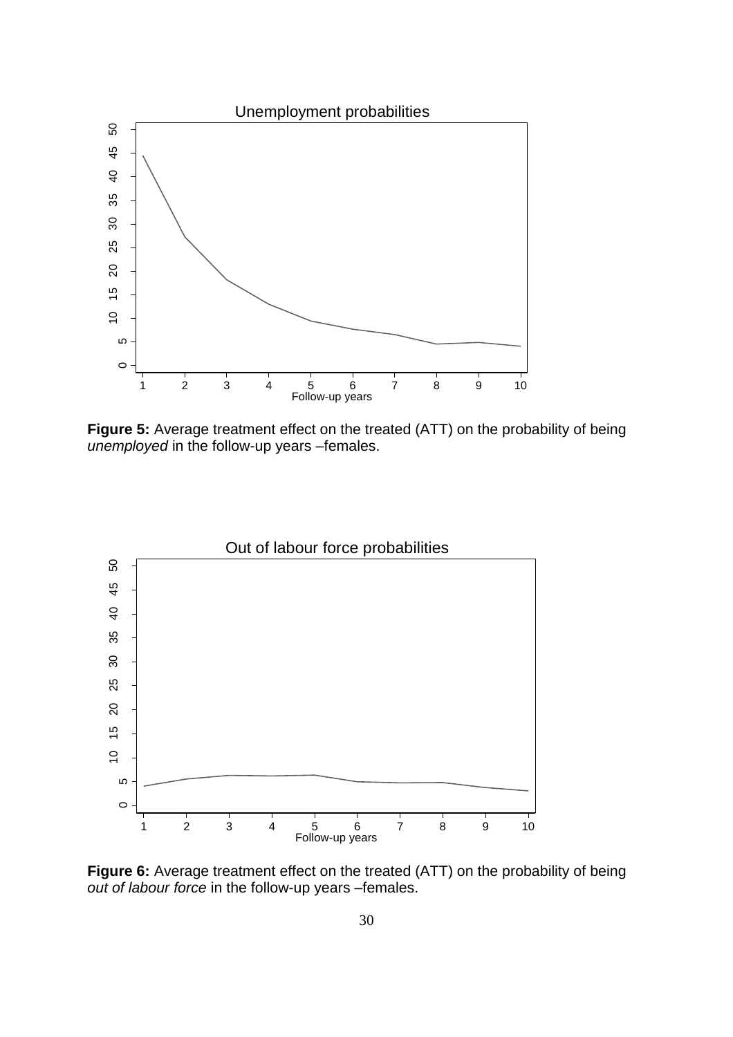**Figure 5:** Average treatment effect on the treated (ATT) on the probability of being *unemployed* in the follow-up years –females.

**Figure 6:** Average treatment effect on the treated (ATT) on the probability of being *out of labour force* in the follow-up years –females.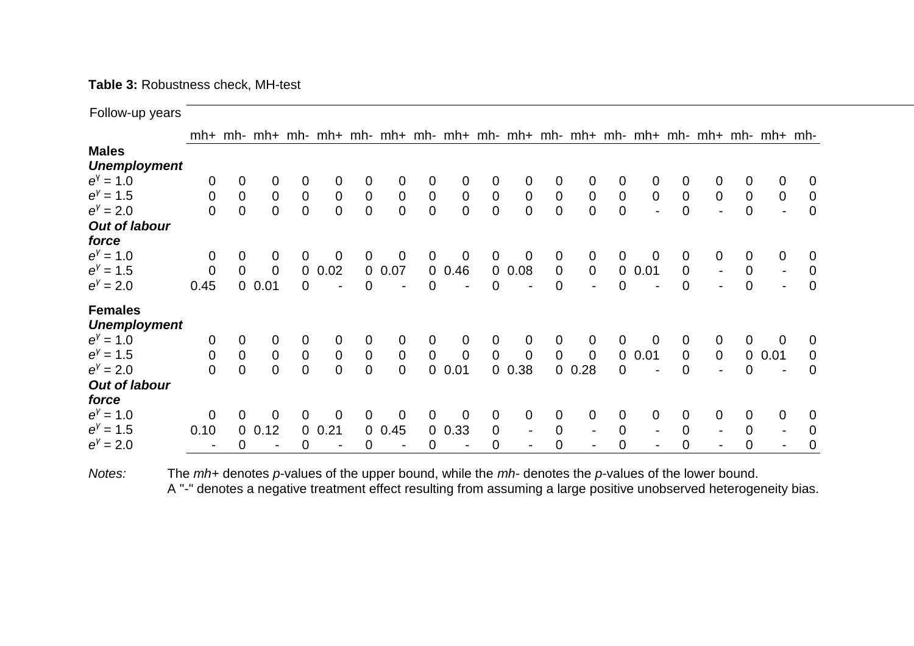**Table 3:** Robustness check, MH-test

| Follow-up years | | | | | | | | | | | | | | | | | | | | | | |
|---|---|---|---|---|---|---|---|---|---|---|---|---|---|---|---|---|---|---|---|---|---|---|
| | mh+ | mh- | mh+ | mh- | mh+ | mh- | mh+ | mh- | mh+ | mh- | mh+ | mh- | mh+ | mh- | mh+ | mh- | mh+ | mh- | mh+ | mh- | mh+ | mh- |
| **Males** | | | | | | | | | | | | | | | | | | | | | | |
| ***Unemployment*** | | | | | | | | | | | | | | | | | | | | | | |
| $e^{\gamma} = 1.0$ | 0 | 0 | 0 | 0 | 0 | 0 | 0 | 0 | 0 | 0 | 0 | 0 | 0 | 0 | 0 | 0 | 0 | 0 | 0 | 0 | 0 | 0 |
| $e^{\gamma} = 1.5$ | 0 | 0 | 0 | 0 | 0 | 0 | 0 | 0 | 0 | 0 | 0 | 0 | 0 | 0 | 0 | 0 | 0 | 0 | 0 | 0 | 0 | 0 |
| $e^{\gamma} = 2.0$ | 0 | 0 | 0 | 0 | 0 | 0 | 0 | 0 | 0 | 0 | 0 | 0 | 0 | 0 | - | 0 | - | 0 | - | 0 | | |
| ***Out of labour force*** | | | | | | | | | | | | | | | | | | | | | | |
| $e^{\gamma} = 1.0$ | 0 | 0 | 0 | 0 | 0 | 0 | 0 | 0 | 0 | 0 | 0 | 0 | 0 | 0 | 0 | 0 | 0 | 0 | 0 | 0 | 0 | 0 |
| $e^{\gamma} = 1.5$ | 0 | 0 | 0 | 0 | 0.02 | 0 | 0.07 | 0 | 0.46 | 0 | 0.08 | 0 | 0 | 0 | 0.01 | 0 | - | 0 | - | 0 | | |
| $e^{\gamma} = 2.0$ | 0.45 | 0 | 0.01 | 0 | - | 0 | - | 0 | - | 0 | - | 0 | - | 0 | - | 0 | - | 0 | - | 0 | | |
| **Females** | | | | | | | | | | | | | | | | | | | | | | |
| ***Unemployment*** | | | | | | | | | | | | | | | | | | | | | | |
| $e^{\gamma} = 1.0$ | 0 | 0 | 0 | 0 | 0 | 0 | 0 | 0 | 0 | 0 | 0 | 0 | 0 | 0 | 0 | 0 | 0 | 0 | 0 | 0 | 0 | 0 |
| $e^{\gamma} = 1.5$ | 0 | 0 | 0 | 0 | 0 | 0 | 0 | 0 | 0 | 0 | 0 | 0 | 0 | 0 | 0.01 | 0 | 0 | 0 | 0.01 | 0 | | |
| $e^{\gamma} = 2.0$ | 0 | 0 | 0 | 0 | 0 | 0 | 0 | 0 | 0.01 | 0 | 0.38 | 0 | 0.28 | 0 | - | 0 | - | 0 | - | 0 | | |
| ***Out of labour force*** | | | | | | | | | | | | | | | | | | | | | | |
| $e^{\gamma} = 1.0$ | 0 | 0 | 0 | 0 | 0 | 0 | 0 | 0 | 0 | 0 | 0 | 0 | 0 | 0 | 0 | 0 | 0 | 0 | 0 | 0 | 0 | 0 |
| $e^{\gamma} = 1.5$ | 0.10 | 0 | 0.12 | 0 | 0.21 | 0 | 0.45 | 0 | 0.33 | 0 | - | 0 | - | 0 | - | 0 | - | 0 | - | 0 | | |
| $e^{\gamma} = 2.0$ | - | 0 | - | 0 | - | 0 | - | 0 | - | 0 | - | 0 | - | 0 | - | 0 | - | 0 | - | 0 | | |

*Notes:* The *mh+* denotes *p*-values of the upper bound, while the *mh-* denotes the *p*-values of the lower bound.
A "-" denotes a negative treatment effect resulting from assuming a large positive unobserved heterogeneity bias.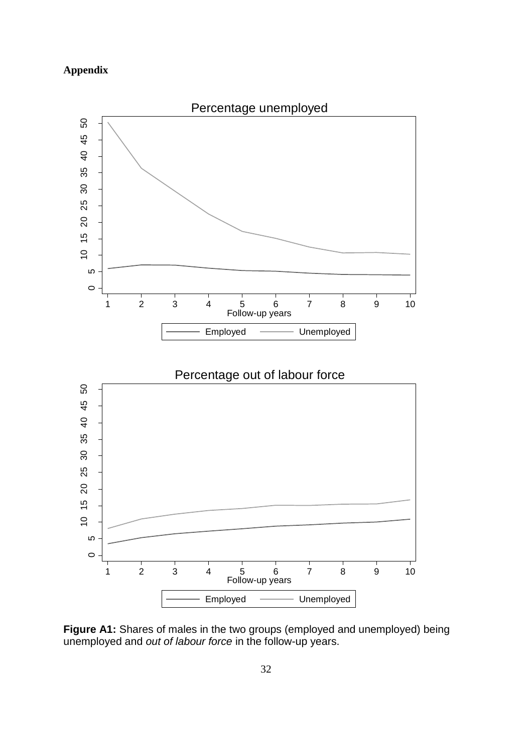**Appendix**

**Figure A1:** Shares of males in the two groups (employed and unemployed) being unemployed and *out of labour force* in the follow-up years.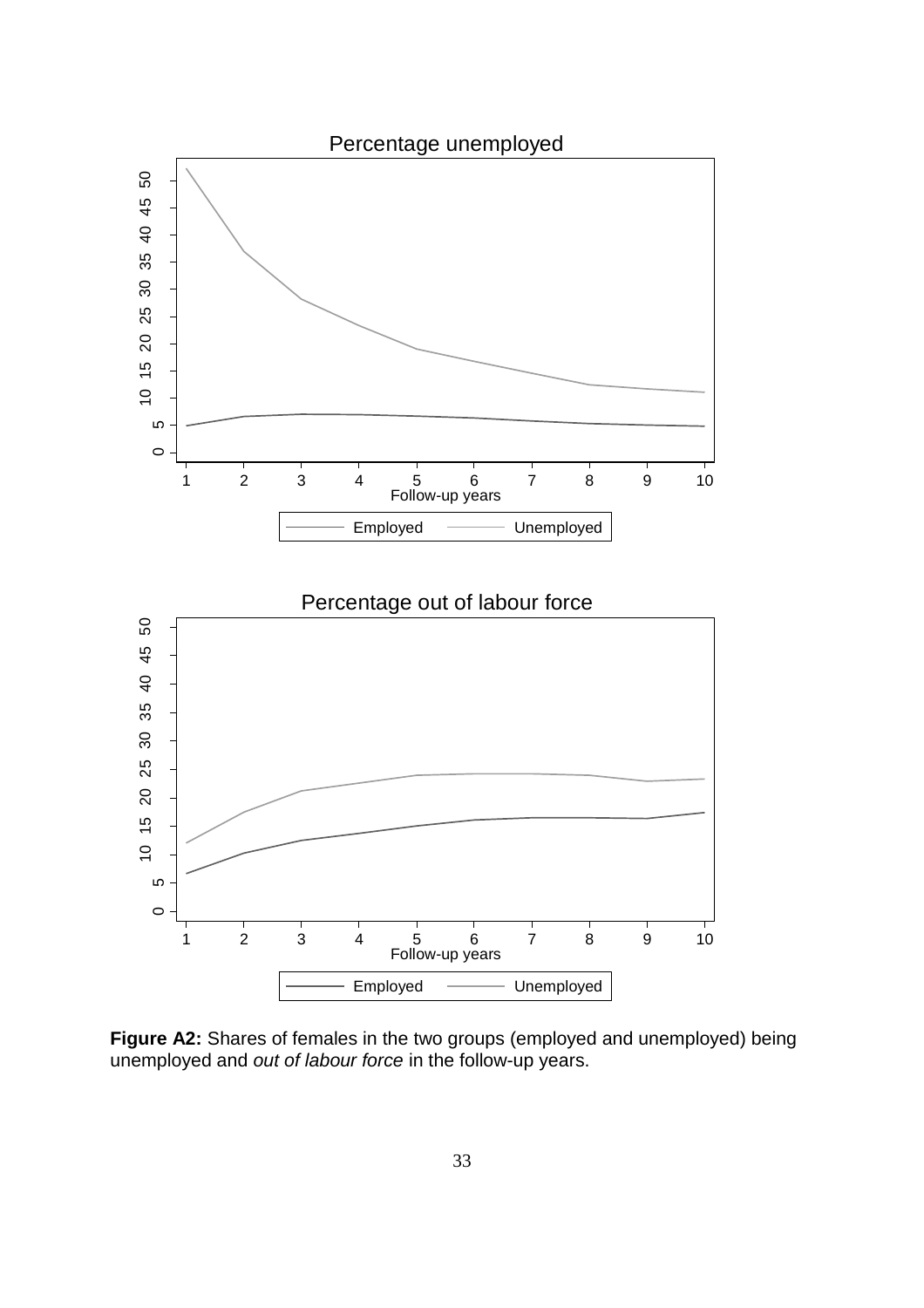Percentage unemployed

0 5 10 15 20 25 30 35 40 45 50

1 2 3 4 5 6 7 8 9 10

Follow-up years

Employed Unemployed

Percentage out of labour force

0 5 10 15 20 25 30 35 40 45 50

1 2 3 4 5 6 7 8 9 10

Follow-up years

Employed Unemployed

**Figure A2:** Shares of females in the two groups (employed and unemployed) being unemployed and *out of labour force* in the follow-up years.